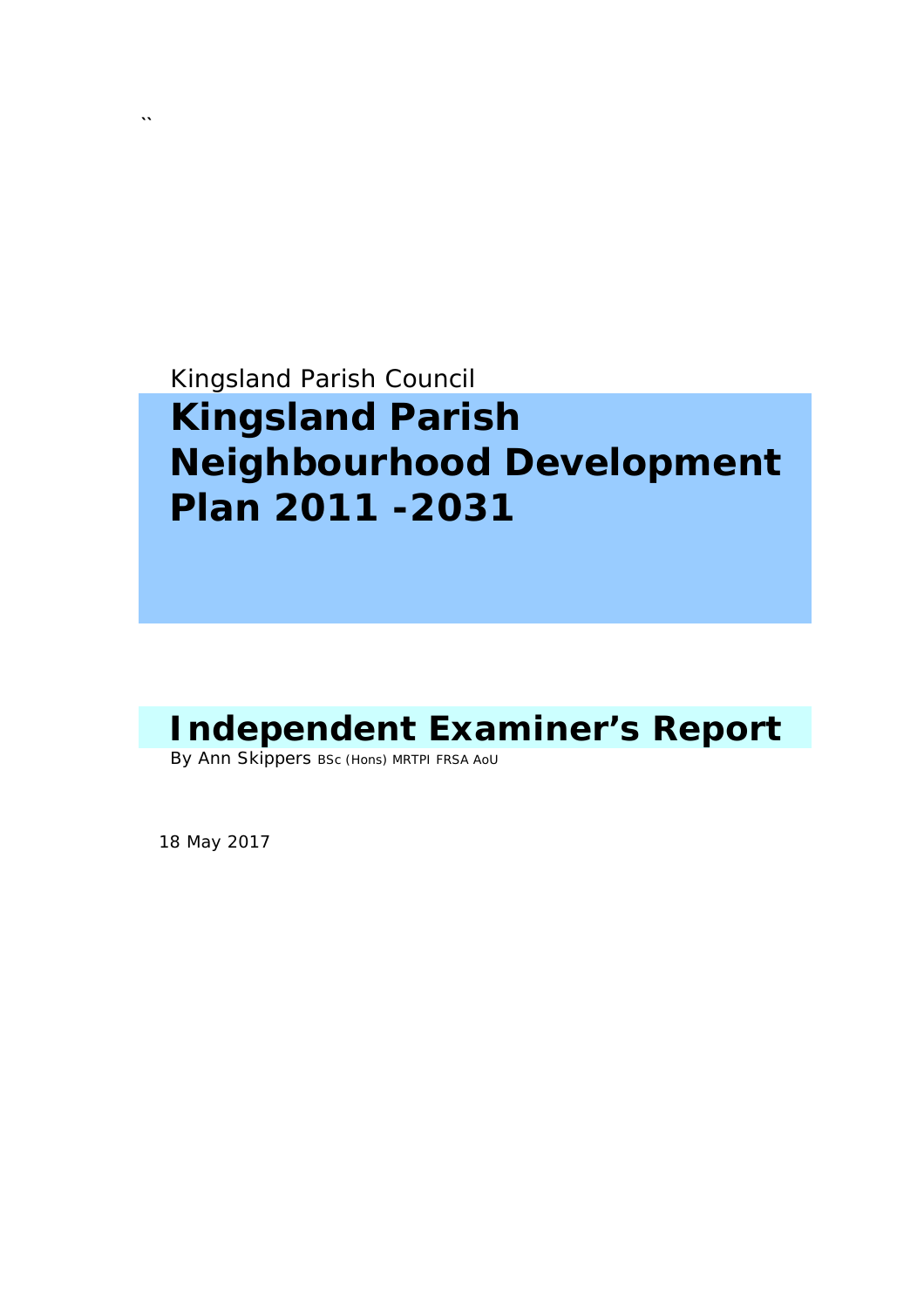``

Kingsland Parish Council

# Kingsland Parish Neighbourhood Development Plan 2011 -2031

# Independent Examiner's Report

By Ann Skippers BSc (Hons) MRTPI FRSA AoU

18 May 2017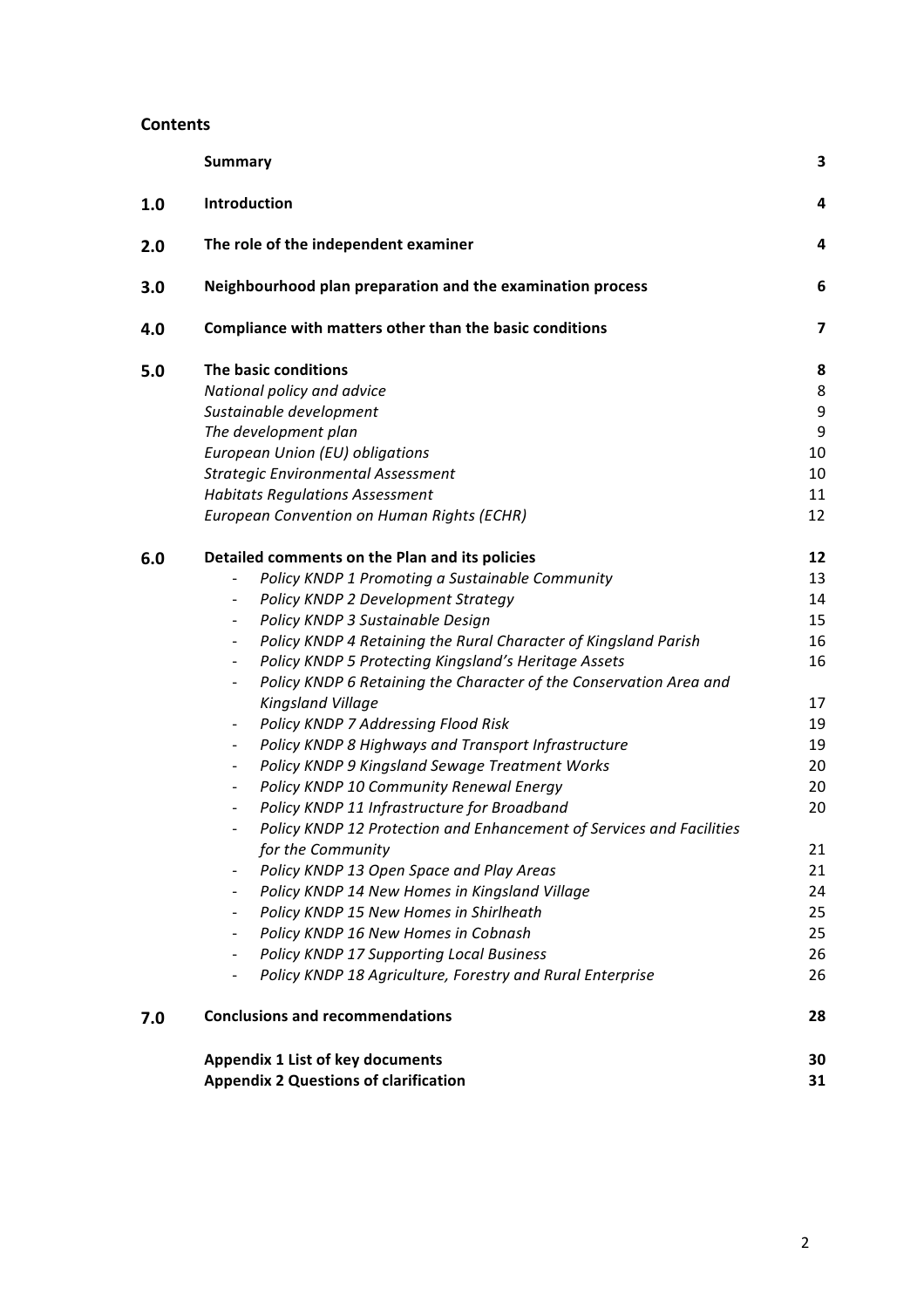## Contents

| | | |
|---|---|---|
| | **Summary** | **3** |
| **1.0** | **Introduction** | **4** |
| **2.0** | **The role of the independent examiner** | **4** |
| **3.0** | **Neighbourhood plan preparation and the examination process** | **6** |
| **4.0** | **Compliance with matters other than the basic conditions** | **7** |
| **5.0** | **The basic conditions** | **8** |
| | *National policy and advice* | 8 |
| | *Sustainable development* | 9 |
| | *The development plan* | 9 |
| | *European Union (EU) obligations* | 10 |
| | *Strategic Environmental Assessment* | 10 |
| | *Habitats Regulations Assessment* | 11 |
| | *European Convention on Human Rights (ECHR)* | 12 |
| **6.0** | **Detailed comments on the Plan and its policies** | **12** |
| | - *Policy KNDP 1 Promoting a Sustainable Community* | 13 |
| | - *Policy KNDP 2 Development Strategy* | 14 |
| | - *Policy KNDP 3 Sustainable Design* | 15 |
| | - *Policy KNDP 4 Retaining the Rural Character of Kingsland Parish* | 16 |
| | - *Policy KNDP 5 Protecting Kingsland's Heritage Assets* | 16 |
| | - *Policy KNDP 6 Retaining the Character of the Conservation Area and Kingsland Village* | 17 |
| | - *Policy KNDP 7 Addressing Flood Risk* | 19 |
| | - *Policy KNDP 8 Highways and Transport Infrastructure* | 19 |
| | - *Policy KNDP 9 Kingsland Sewage Treatment Works* | 20 |
| | - *Policy KNDP 10 Community Renewal Energy* | 20 |
| | - *Policy KNDP 11 Infrastructure for Broadband* | 20 |
| | - *Policy KNDP 12 Protection and Enhancement of Services and Facilities for the Community* | 21 |
| | - *Policy KNDP 13 Open Space and Play Areas* | 21 |
| | - *Policy KNDP 14 New Homes in Kingsland Village* | 24 |
| | - *Policy KNDP 15 New Homes in Shirlheath* | 25 |
| | - *Policy KNDP 16 New Homes in Cobnash* | 25 |
| | - *Policy KNDP 17 Supporting Local Business* | 26 |
| | - *Policy KNDP 18 Agriculture, Forestry and Rural Enterprise* | 26 |
| **7.0** | **Conclusions and recommendations** | **28** |
| | **Appendix 1 List of key documents** | **30** |
| | **Appendix 2 Questions of clarification** | **31** |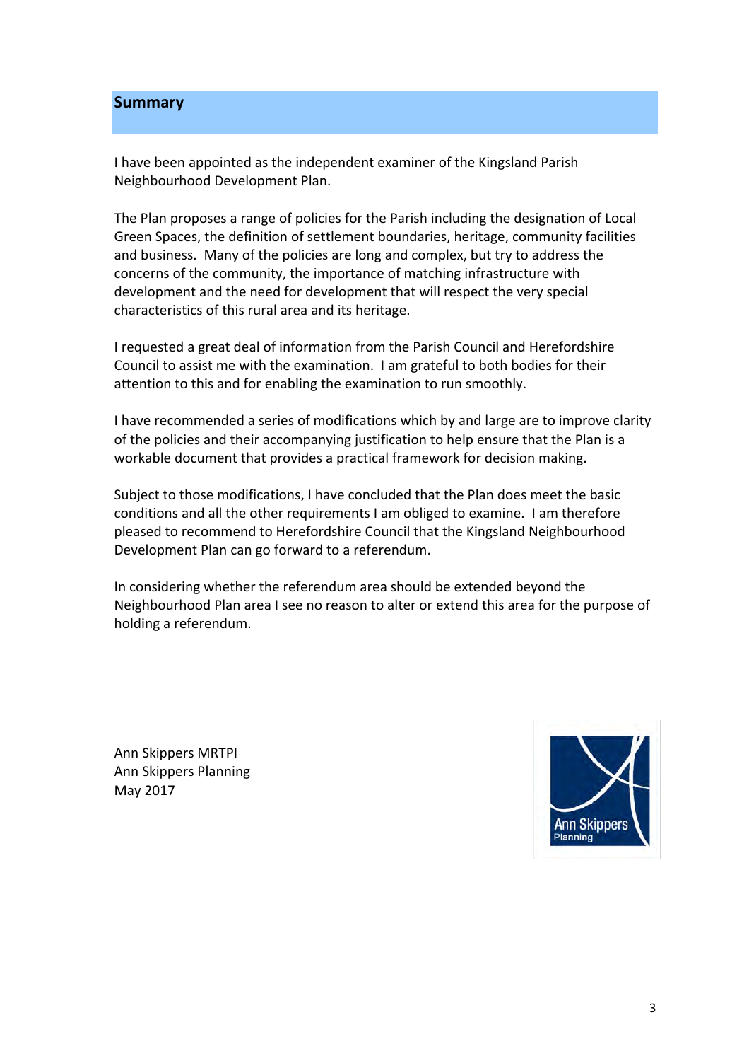## Summary

I have been appointed as the independent examiner of the Kingsland Parish Neighbourhood Development Plan.

The Plan proposes a range of policies for the Parish including the designation of Local Green Spaces, the definition of settlement boundaries, heritage, community facilities and business. Many of the policies are long and complex, but try to address the concerns of the community, the importance of matching infrastructure with development and the need for development that will respect the very special characteristics of this rural area and its heritage.

I requested a great deal of information from the Parish Council and Herefordshire Council to assist me with the examination. I am grateful to both bodies for their attention to this and for enabling the examination to run smoothly.

I have recommended a series of modifications which by and large are to improve clarity of the policies and their accompanying justification to help ensure that the Plan is a workable document that provides a practical framework for decision making.

Subject to those modifications, I have concluded that the Plan does meet the basic conditions and all the other requirements I am obliged to examine. I am therefore pleased to recommend to Herefordshire Council that the Kingsland Neighbourhood Development Plan can go forward to a referendum.

In considering whether the referendum area should be extended beyond the Neighbourhood Plan area I see no reason to alter or extend this area for the purpose of holding a referendum.

Ann Skippers MRTPI  
Ann Skippers Planning  
May 2017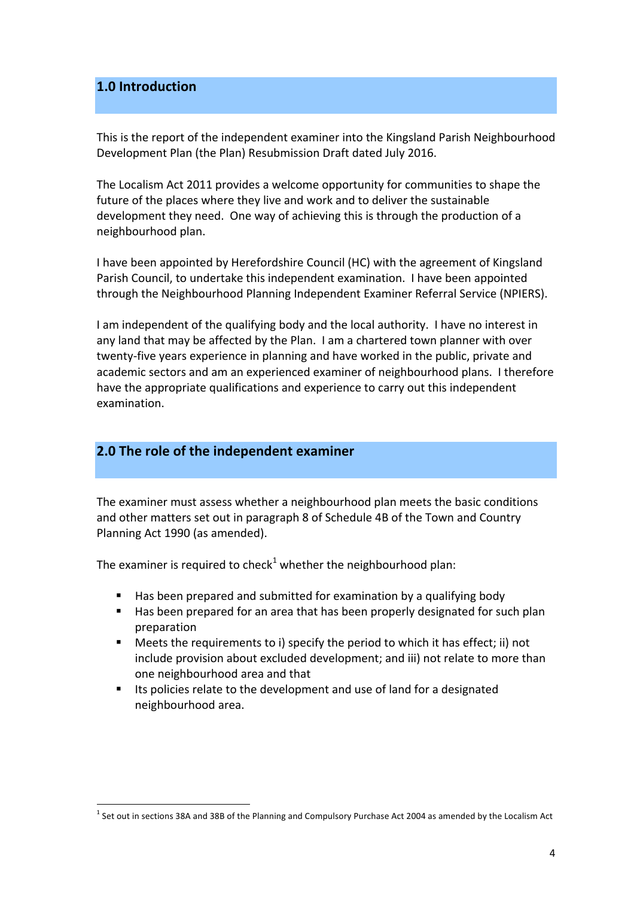## 1.0 Introduction

This is the report of the independent examiner into the Kingsland Parish Neighbourhood Development Plan (the Plan) Resubmission Draft dated July 2016.

The Localism Act 2011 provides a welcome opportunity for communities to shape the future of the places where they live and work and to deliver the sustainable development they need. One way of achieving this is through the production of a neighbourhood plan.

I have been appointed by Herefordshire Council (HC) with the agreement of Kingsland Parish Council, to undertake this independent examination. I have been appointed through the Neighbourhood Planning Independent Examiner Referral Service (NPIERS).

I am independent of the qualifying body and the local authority. I have no interest in any land that may be affected by the Plan. I am a chartered town planner with over twenty-five years experience in planning and have worked in the public, private and academic sectors and am an experienced examiner of neighbourhood plans. I therefore have the appropriate qualifications and experience to carry out this independent examination.

## 2.0 The role of the independent examiner

The examiner must assess whether a neighbourhood plan meets the basic conditions and other matters set out in paragraph 8 of Schedule 4B of the Town and Country Planning Act 1990 (as amended).

The examiner is required to check[1] whether the neighbourhood plan:

- Has been prepared and submitted for examination by a qualifying body
- Has been prepared for an area that has been properly designated for such plan preparation
- Meets the requirements to i) specify the period to which it has effect; ii) not include provision about excluded development; and iii) not relate to more than one neighbourhood area and that
- Its policies relate to the development and use of land for a designated neighbourhood area.

[1] Set out in sections 38A and 38B of the Planning and Compulsory Purchase Act 2004 as amended by the Localism Act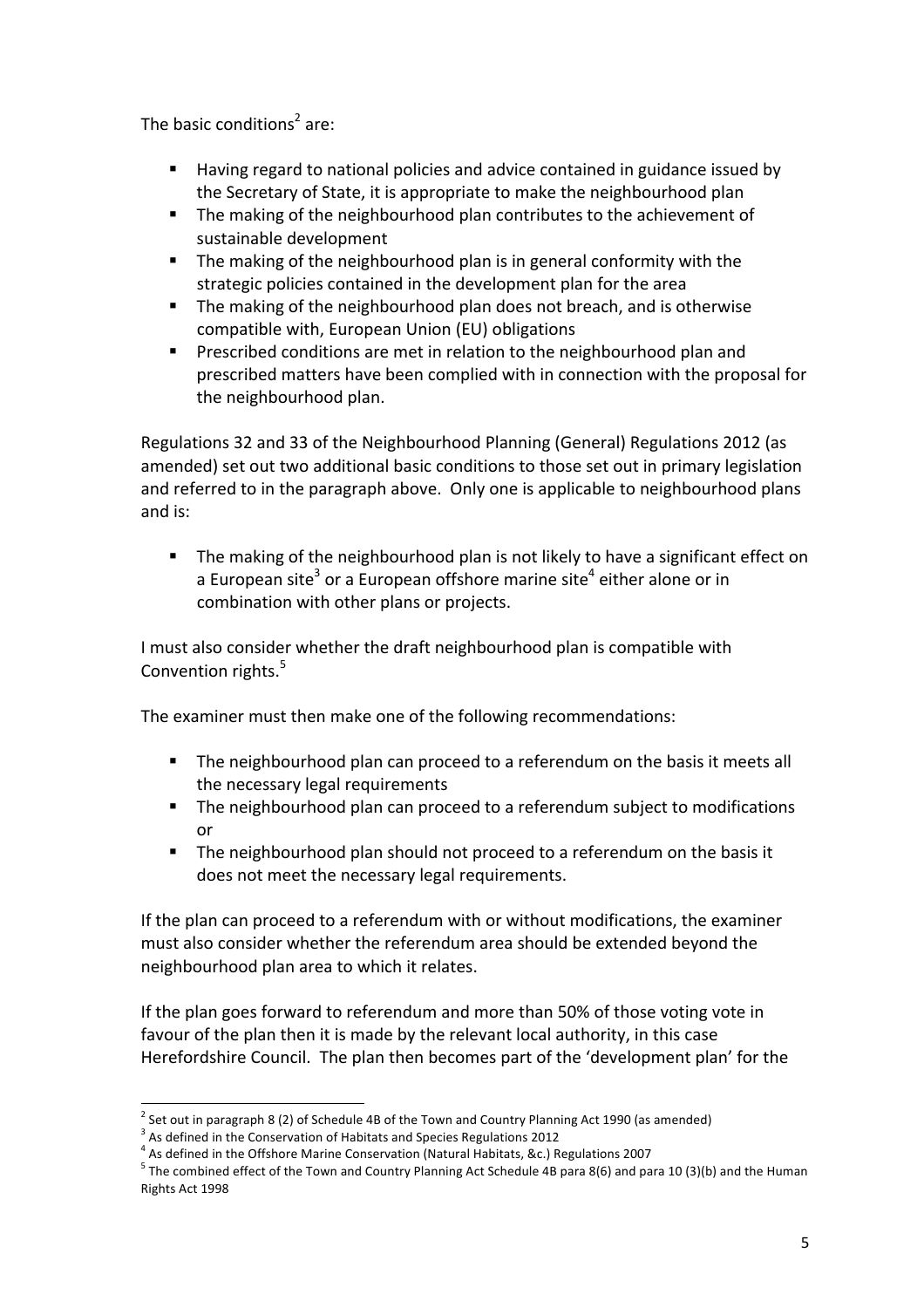The basic conditions[2] are:

- Having regard to national policies and advice contained in guidance issued by the Secretary of State, it is appropriate to make the neighbourhood plan
- The making of the neighbourhood plan contributes to the achievement of sustainable development
- The making of the neighbourhood plan is in general conformity with the strategic policies contained in the development plan for the area
- The making of the neighbourhood plan does not breach, and is otherwise compatible with, European Union (EU) obligations
- Prescribed conditions are met in relation to the neighbourhood plan and prescribed matters have been complied with in connection with the proposal for the neighbourhood plan.

Regulations 32 and 33 of the Neighbourhood Planning (General) Regulations 2012 (as amended) set out two additional basic conditions to those set out in primary legislation and referred to in the paragraph above. Only one is applicable to neighbourhood plans and is:

- The making of the neighbourhood plan is not likely to have a significant effect on a European site[3] or a European offshore marine site[4] either alone or in combination with other plans or projects.

I must also consider whether the draft neighbourhood plan is compatible with Convention rights.[5]

The examiner must then make one of the following recommendations:

- The neighbourhood plan can proceed to a referendum on the basis it meets all the necessary legal requirements
- The neighbourhood plan can proceed to a referendum subject to modifications or
- The neighbourhood plan should not proceed to a referendum on the basis it does not meet the necessary legal requirements.

If the plan can proceed to a referendum with or without modifications, the examiner must also consider whether the referendum area should be extended beyond the neighbourhood plan area to which it relates.

If the plan goes forward to referendum and more than 50% of those voting vote in favour of the plan then it is made by the relevant local authority, in this case Herefordshire Council. The plan then becomes part of the 'development plan' for the

---

[2] Set out in paragraph 8 (2) of Schedule 4B of the Town and Country Planning Act 1990 (as amended)

[3] As defined in the Conservation of Habitats and Species Regulations 2012

[4] As defined in the Offshore Marine Conservation (Natural Habitats, &c.) Regulations 2007

[5] The combined effect of the Town and Country Planning Act Schedule 4B para 8(6) and para 10 (3)(b) and the Human Rights Act 1998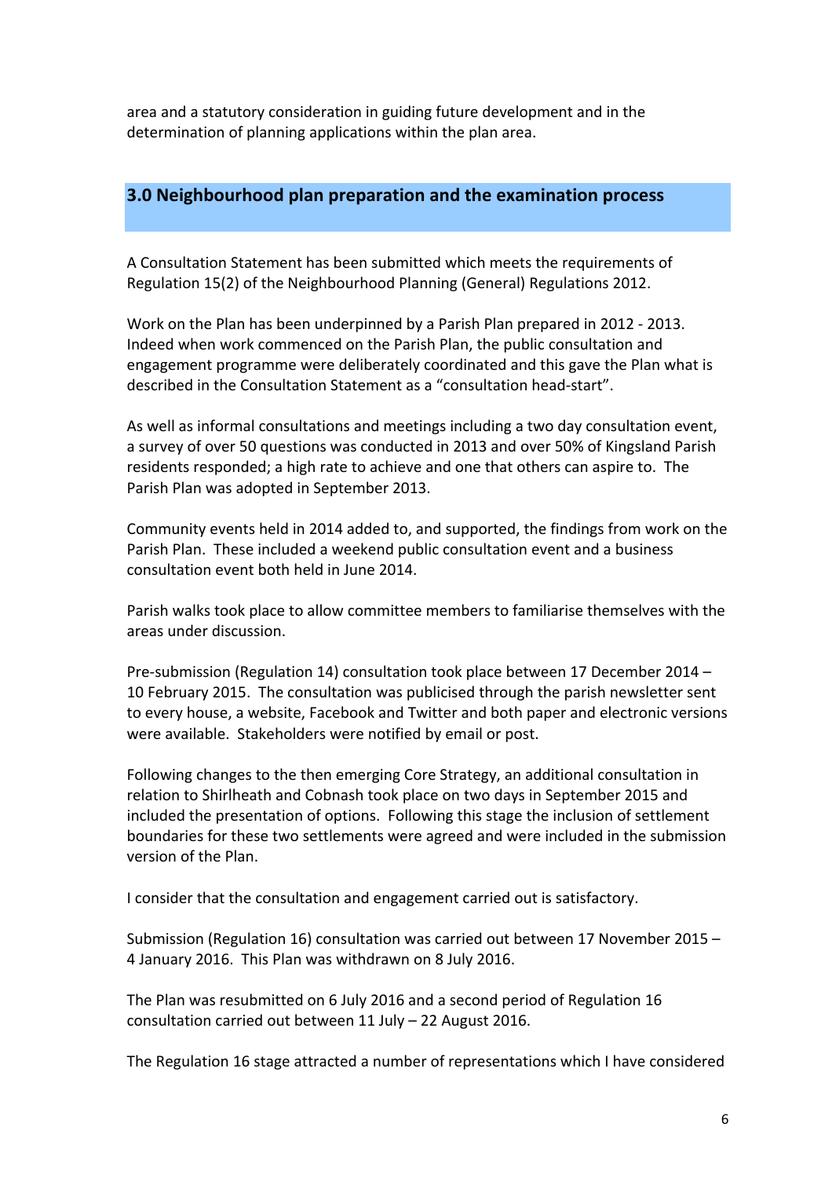area and a statutory consideration in guiding future development and in the determination of planning applications within the plan area.

## 3.0 Neighbourhood plan preparation and the examination process

A Consultation Statement has been submitted which meets the requirements of Regulation 15(2) of the Neighbourhood Planning (General) Regulations 2012.

Work on the Plan has been underpinned by a Parish Plan prepared in 2012 - 2013. Indeed when work commenced on the Parish Plan, the public consultation and engagement programme were deliberately coordinated and this gave the Plan what is described in the Consultation Statement as a "consultation head-start".

As well as informal consultations and meetings including a two day consultation event, a survey of over 50 questions was conducted in 2013 and over 50% of Kingsland Parish residents responded; a high rate to achieve and one that others can aspire to. The Parish Plan was adopted in September 2013.

Community events held in 2014 added to, and supported, the findings from work on the Parish Plan. These included a weekend public consultation event and a business consultation event both held in June 2014.

Parish walks took place to allow committee members to familiarise themselves with the areas under discussion.

Pre-submission (Regulation 14) consultation took place between 17 December 2014 – 10 February 2015. The consultation was publicised through the parish newsletter sent to every house, a website, Facebook and Twitter and both paper and electronic versions were available. Stakeholders were notified by email or post.

Following changes to the then emerging Core Strategy, an additional consultation in relation to Shirlheath and Cobnash took place on two days in September 2015 and included the presentation of options. Following this stage the inclusion of settlement boundaries for these two settlements were agreed and were included in the submission version of the Plan.

I consider that the consultation and engagement carried out is satisfactory.

Submission (Regulation 16) consultation was carried out between 17 November 2015 – 4 January 2016. This Plan was withdrawn on 8 July 2016.

The Plan was resubmitted on 6 July 2016 and a second period of Regulation 16 consultation carried out between 11 July – 22 August 2016.

The Regulation 16 stage attracted a number of representations which I have considered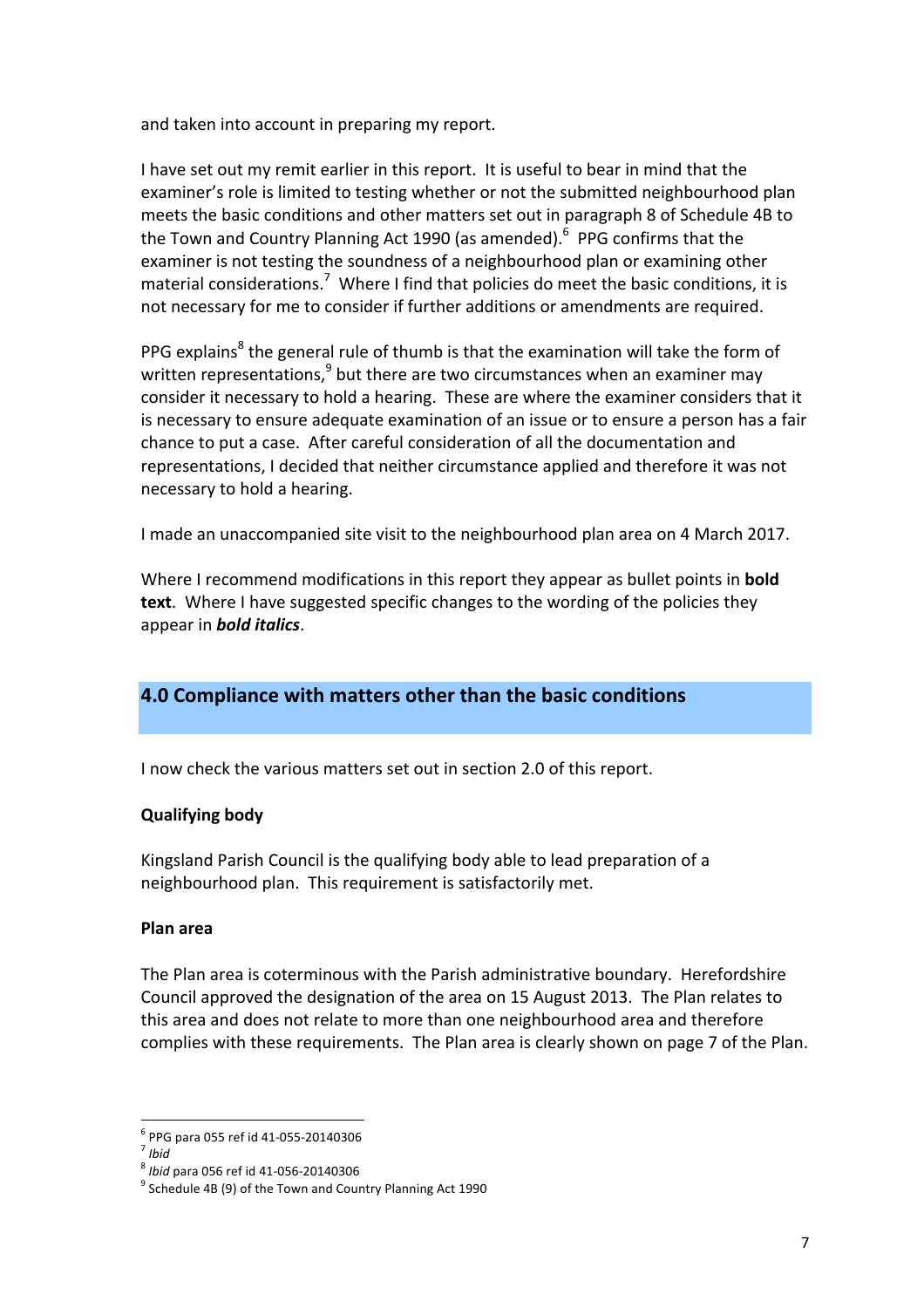and taken into account in preparing my report.

I have set out my remit earlier in this report. It is useful to bear in mind that the examiner's role is limited to testing whether or not the submitted neighbourhood plan meets the basic conditions and other matters set out in paragraph 8 of Schedule 4B to the Town and Country Planning Act 1990 (as amended).[6] PPG confirms that the examiner is not testing the soundness of a neighbourhood plan or examining other material considerations.[7] Where I find that policies do meet the basic conditions, it is not necessary for me to consider if further additions or amendments are required.

PPG explains[8] the general rule of thumb is that the examination will take the form of written representations,[9] but there are two circumstances when an examiner may consider it necessary to hold a hearing. These are where the examiner considers that it is necessary to ensure adequate examination of an issue or to ensure a person has a fair chance to put a case. After careful consideration of all the documentation and representations, I decided that neither circumstance applied and therefore it was not necessary to hold a hearing.

I made an unaccompanied site visit to the neighbourhood plan area on 4 March 2017.

Where I recommend modifications in this report they appear as bullet points in **bold text**. Where I have suggested specific changes to the wording of the policies they appear in ***bold italics***.

## 4.0 Compliance with matters other than the basic conditions

I now check the various matters set out in section 2.0 of this report.

**Qualifying body**

Kingsland Parish Council is the qualifying body able to lead preparation of a neighbourhood plan. This requirement is satisfactorily met.

**Plan area**

The Plan area is coterminous with the Parish administrative boundary. Herefordshire Council approved the designation of the area on 15 August 2013. The Plan relates to this area and does not relate to more than one neighbourhood area and therefore complies with these requirements. The Plan area is clearly shown on page 7 of the Plan.

---

[6] PPG para 055 ref id 41-055-20140306
[7] *Ibid*
[8] *Ibid* para 056 ref id 41-056-20140306
[9] Schedule 4B (9) of the Town and Country Planning Act 1990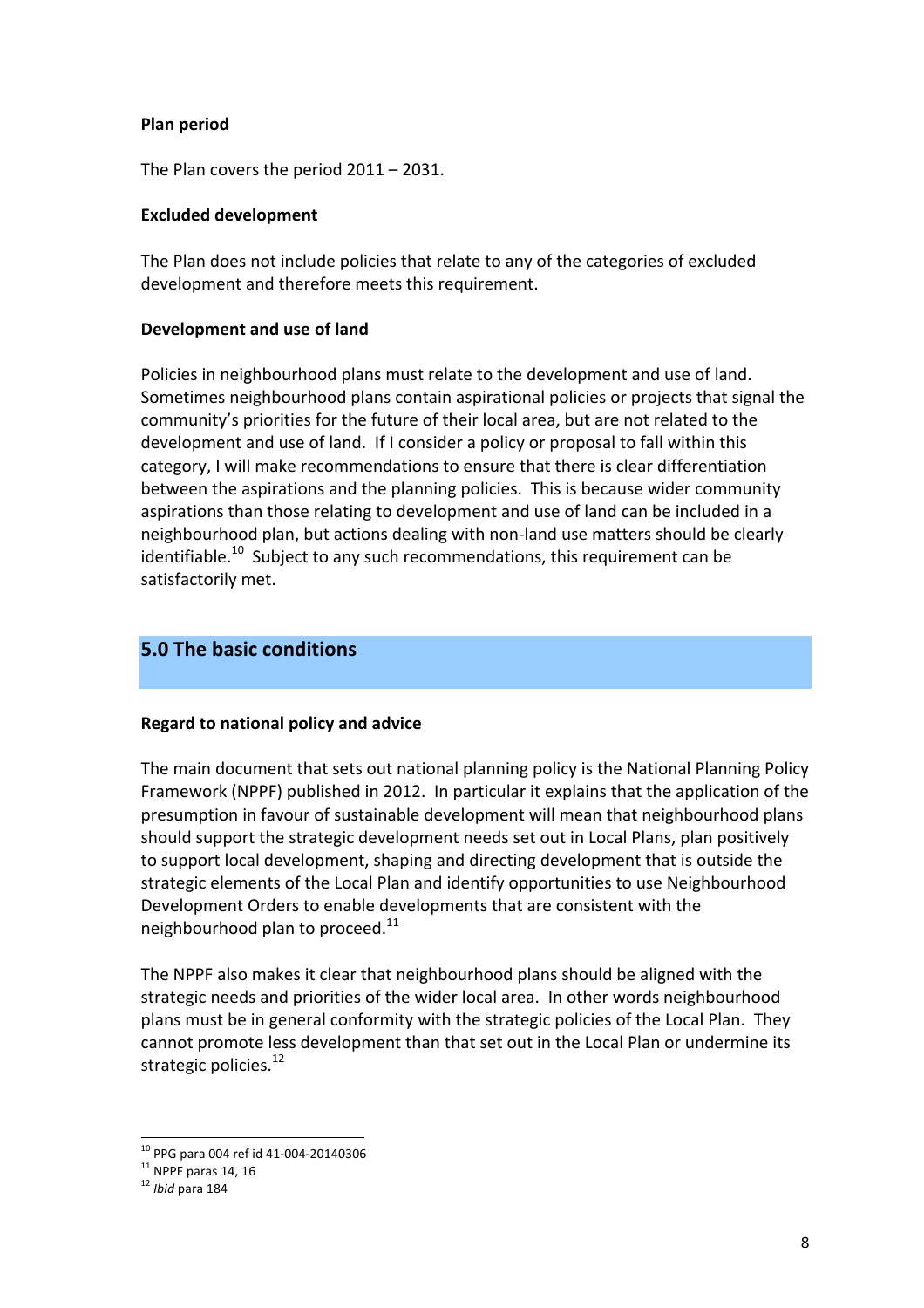**Plan period**

The Plan covers the period 2011 – 2031.

**Excluded development**

The Plan does not include policies that relate to any of the categories of excluded development and therefore meets this requirement.

**Development and use of land**

Policies in neighbourhood plans must relate to the development and use of land. Sometimes neighbourhood plans contain aspirational policies or projects that signal the community's priorities for the future of their local area, but are not related to the development and use of land. If I consider a policy or proposal to fall within this category, I will make recommendations to ensure that there is clear differentiation between the aspirations and the planning policies. This is because wider community aspirations than those relating to development and use of land can be included in a neighbourhood plan, but actions dealing with non-land use matters should be clearly identifiable.[10] Subject to any such recommendations, this requirement can be satisfactorily met.

## 5.0 The basic conditions

**Regard to national policy and advice**

The main document that sets out national planning policy is the National Planning Policy Framework (NPPF) published in 2012. In particular it explains that the application of the presumption in favour of sustainable development will mean that neighbourhood plans should support the strategic development needs set out in Local Plans, plan positively to support local development, shaping and directing development that is outside the strategic elements of the Local Plan and identify opportunities to use Neighbourhood Development Orders to enable developments that are consistent with the neighbourhood plan to proceed.[11]

The NPPF also makes it clear that neighbourhood plans should be aligned with the strategic needs and priorities of the wider local area. In other words neighbourhood plans must be in general conformity with the strategic policies of the Local Plan. They cannot promote less development than that set out in the Local Plan or undermine its strategic policies.[12]

---

[10] PPG para 004 ref id 41-004-20140306
[11] NPPF paras 14, 16
[12] *Ibid* para 184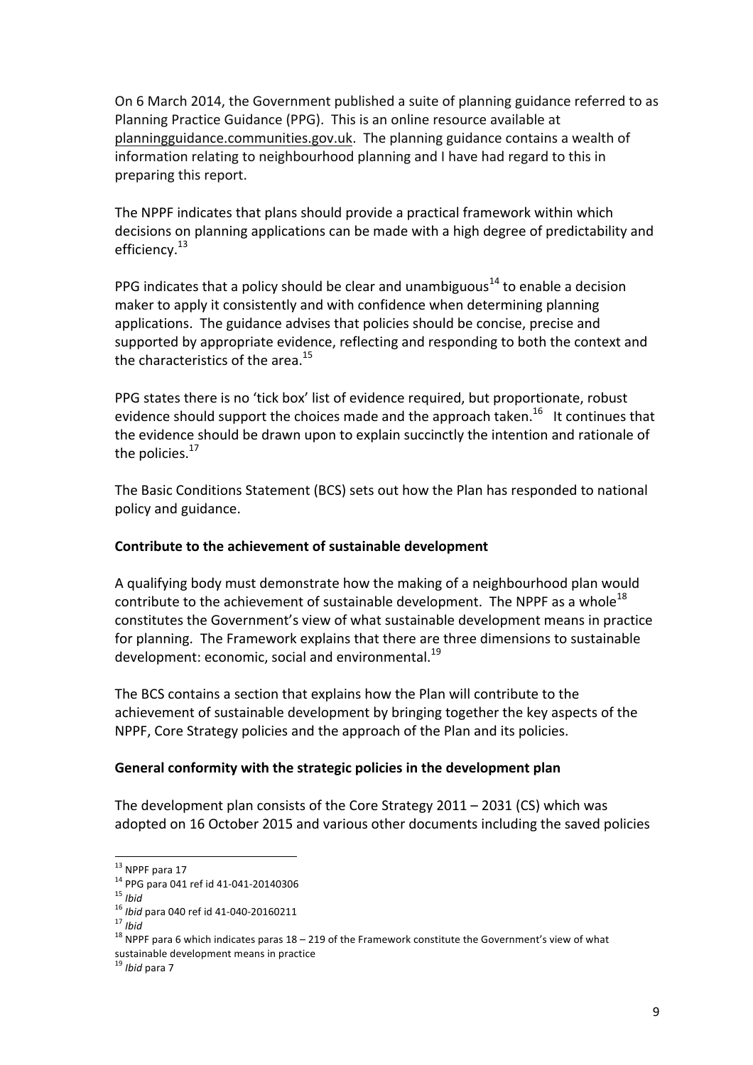On 6 March 2014, the Government published a suite of planning guidance referred to as Planning Practice Guidance (PPG). This is an online resource available at planningguidance.communities.gov.uk. The planning guidance contains a wealth of information relating to neighbourhood planning and I have had regard to this in preparing this report.

The NPPF indicates that plans should provide a practical framework within which decisions on planning applications can be made with a high degree of predictability and efficiency.[13]

PPG indicates that a policy should be clear and unambiguous[14] to enable a decision maker to apply it consistently and with confidence when determining planning applications. The guidance advises that policies should be concise, precise and supported by appropriate evidence, reflecting and responding to both the context and the characteristics of the area.[15]

PPG states there is no 'tick box' list of evidence required, but proportionate, robust evidence should support the choices made and the approach taken.[16] It continues that the evidence should be drawn upon to explain succinctly the intention and rationale of the policies.[17]

The Basic Conditions Statement (BCS) sets out how the Plan has responded to national policy and guidance.

**Contribute to the achievement of sustainable development**

A qualifying body must demonstrate how the making of a neighbourhood plan would contribute to the achievement of sustainable development. The NPPF as a whole[18] constitutes the Government's view of what sustainable development means in practice for planning. The Framework explains that there are three dimensions to sustainable development: economic, social and environmental.[19]

The BCS contains a section that explains how the Plan will contribute to the achievement of sustainable development by bringing together the key aspects of the NPPF, Core Strategy policies and the approach of the Plan and its policies.

**General conformity with the strategic policies in the development plan**

The development plan consists of the Core Strategy 2011 – 2031 (CS) which was adopted on 16 October 2015 and various other documents including the saved policies

---

[13] NPPF para 17

[14] PPG para 041 ref id 41-041-20140306

[15] *Ibid*

[16] *Ibid* para 040 ref id 41-040-20160211

[17] *Ibid*

[18] NPPF para 6 which indicates paras 18 – 219 of the Framework constitute the Government's view of what sustainable development means in practice

[19] *Ibid* para 7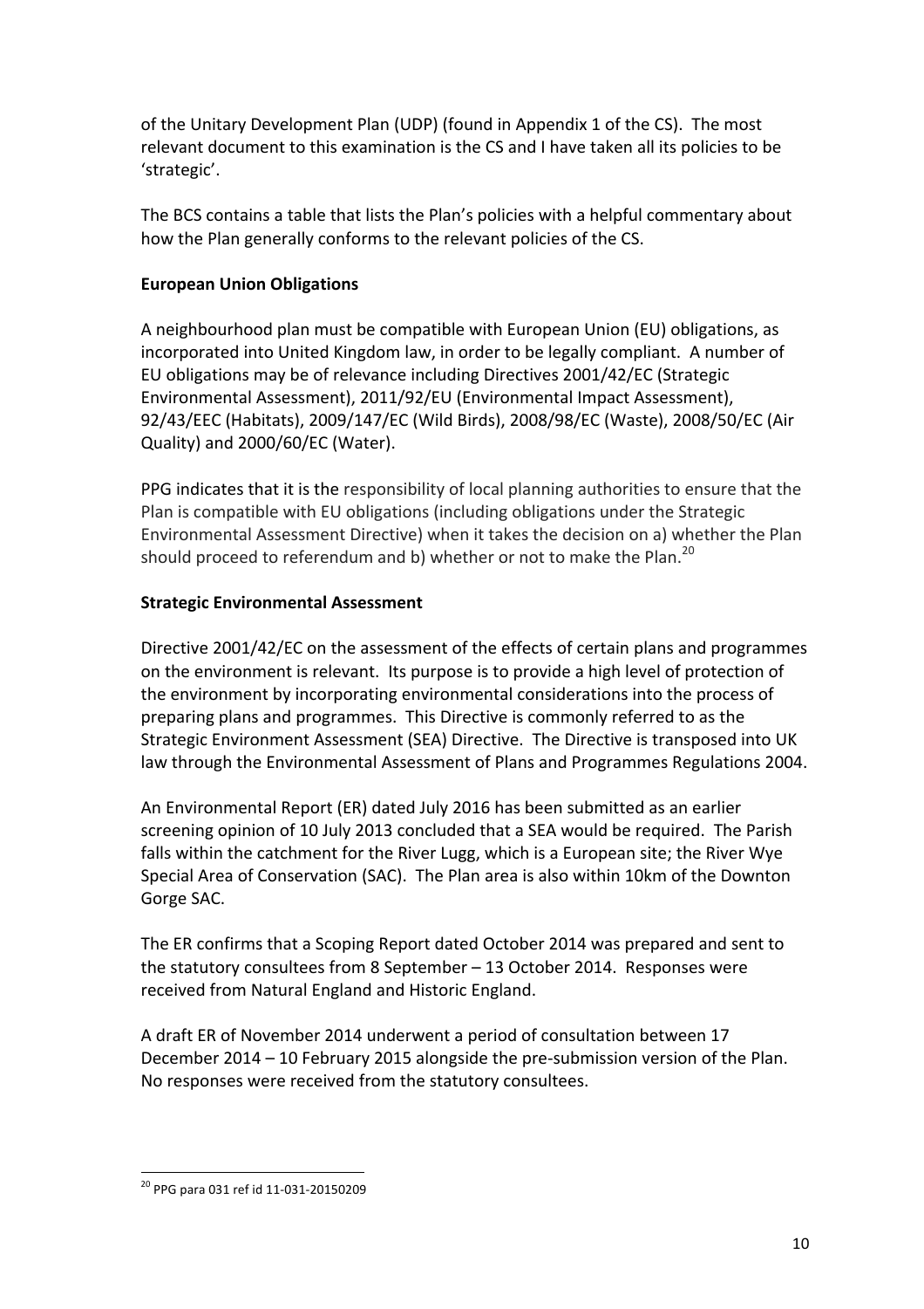of the Unitary Development Plan (UDP) (found in Appendix 1 of the CS). The most relevant document to this examination is the CS and I have taken all its policies to be 'strategic'.

The BCS contains a table that lists the Plan's policies with a helpful commentary about how the Plan generally conforms to the relevant policies of the CS.

**European Union Obligations**

A neighbourhood plan must be compatible with European Union (EU) obligations, as incorporated into United Kingdom law, in order to be legally compliant. A number of EU obligations may be of relevance including Directives 2001/42/EC (Strategic Environmental Assessment), 2011/92/EU (Environmental Impact Assessment), 92/43/EEC (Habitats), 2009/147/EC (Wild Birds), 2008/98/EC (Waste), 2008/50/EC (Air Quality) and 2000/60/EC (Water).

PPG indicates that it is the responsibility of local planning authorities to ensure that the Plan is compatible with EU obligations (including obligations under the Strategic Environmental Assessment Directive) when it takes the decision on a) whether the Plan should proceed to referendum and b) whether or not to make the Plan.[20]

**Strategic Environmental Assessment**

Directive 2001/42/EC on the assessment of the effects of certain plans and programmes on the environment is relevant. Its purpose is to provide a high level of protection of the environment by incorporating environmental considerations into the process of preparing plans and programmes. This Directive is commonly referred to as the Strategic Environment Assessment (SEA) Directive. The Directive is transposed into UK law through the Environmental Assessment of Plans and Programmes Regulations 2004.

An Environmental Report (ER) dated July 2016 has been submitted as an earlier screening opinion of 10 July 2013 concluded that a SEA would be required. The Parish falls within the catchment for the River Lugg, which is a European site; the River Wye Special Area of Conservation (SAC). The Plan area is also within 10km of the Downton Gorge SAC.

The ER confirms that a Scoping Report dated October 2014 was prepared and sent to the statutory consultees from 8 September – 13 October 2014. Responses were received from Natural England and Historic England.

A draft ER of November 2014 underwent a period of consultation between 17 December 2014 – 10 February 2015 alongside the pre-submission version of the Plan. No responses were received from the statutory consultees.

[20] PPG para 031 ref id 11-031-20150209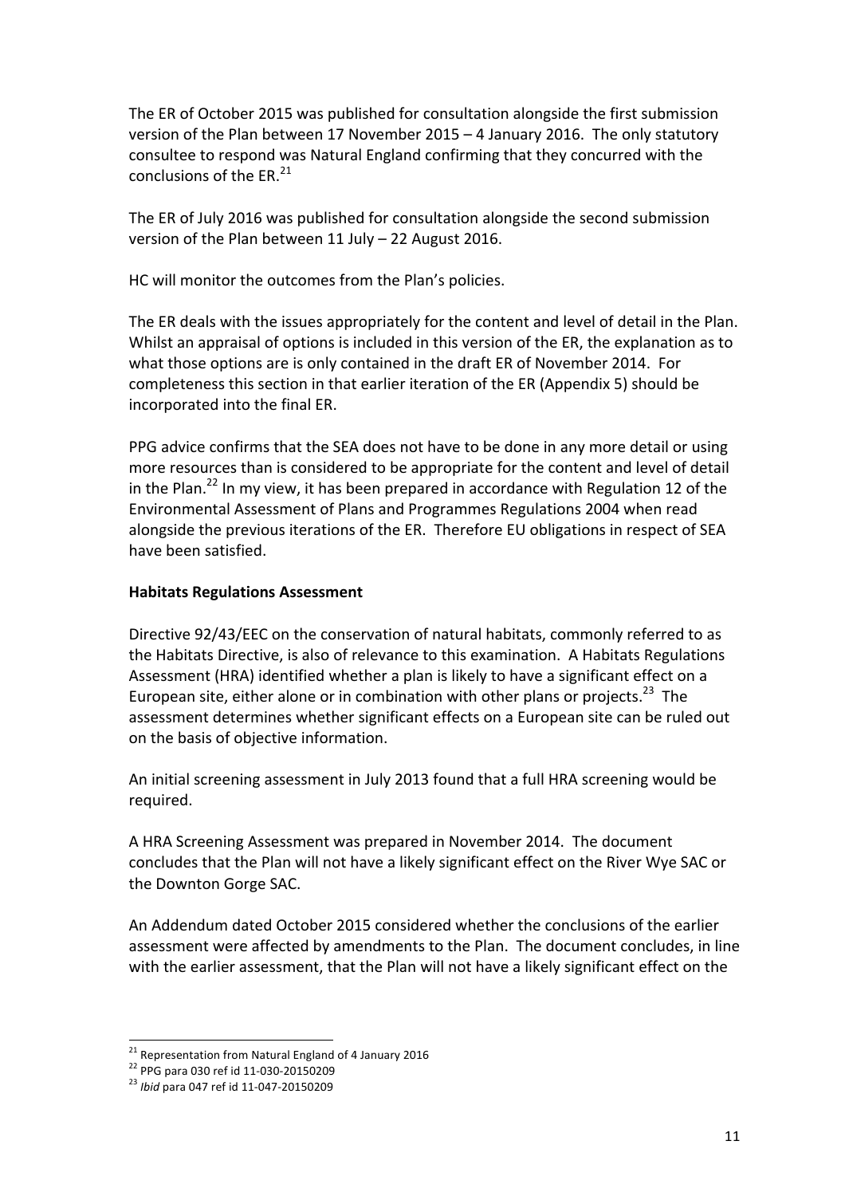The ER of October 2015 was published for consultation alongside the first submission version of the Plan between 17 November 2015 – 4 January 2016. The only statutory consultee to respond was Natural England confirming that they concurred with the conclusions of the ER.[21]

The ER of July 2016 was published for consultation alongside the second submission version of the Plan between 11 July – 22 August 2016.

HC will monitor the outcomes from the Plan's policies.

The ER deals with the issues appropriately for the content and level of detail in the Plan. Whilst an appraisal of options is included in this version of the ER, the explanation as to what those options are is only contained in the draft ER of November 2014. For completeness this section in that earlier iteration of the ER (Appendix 5) should be incorporated into the final ER.

PPG advice confirms that the SEA does not have to be done in any more detail or using more resources than is considered to be appropriate for the content and level of detail in the Plan.[22] In my view, it has been prepared in accordance with Regulation 12 of the Environmental Assessment of Plans and Programmes Regulations 2004 when read alongside the previous iterations of the ER. Therefore EU obligations in respect of SEA have been satisfied.

**Habitats Regulations Assessment**

Directive 92/43/EEC on the conservation of natural habitats, commonly referred to as the Habitats Directive, is also of relevance to this examination. A Habitats Regulations Assessment (HRA) identified whether a plan is likely to have a significant effect on a European site, either alone or in combination with other plans or projects.[23] The assessment determines whether significant effects on a European site can be ruled out on the basis of objective information.

An initial screening assessment in July 2013 found that a full HRA screening would be required.

A HRA Screening Assessment was prepared in November 2014. The document concludes that the Plan will not have a likely significant effect on the River Wye SAC or the Downton Gorge SAC.

An Addendum dated October 2015 considered whether the conclusions of the earlier assessment were affected by amendments to the Plan. The document concludes, in line with the earlier assessment, that the Plan will not have a likely significant effect on the

---

[21] Representation from Natural England of 4 January 2016

[22] PPG para 030 ref id 11-030-20150209

[23] *Ibid* para 047 ref id 11-047-20150209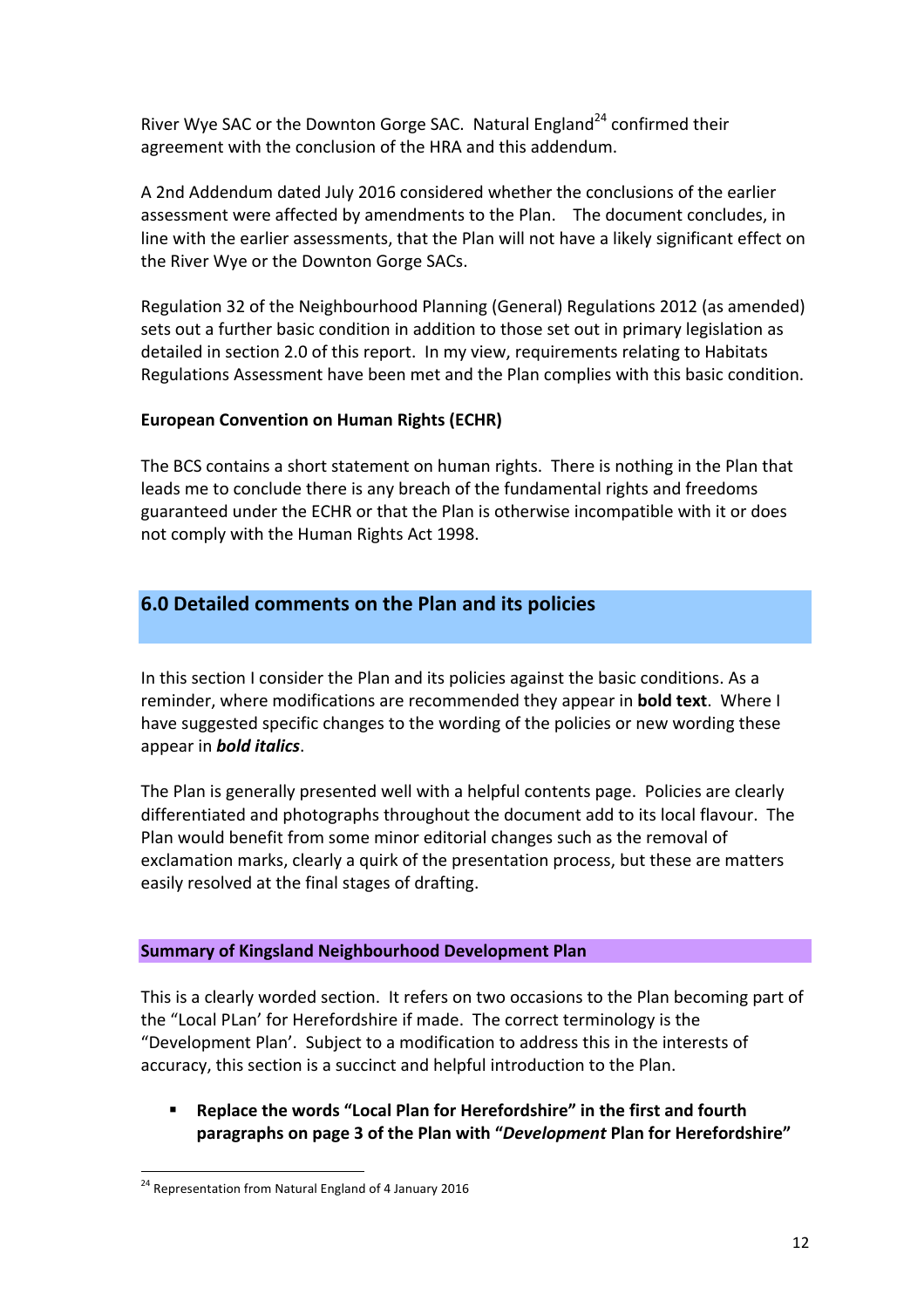River Wye SAC or the Downton Gorge SAC. Natural England[24] confirmed their agreement with the conclusion of the HRA and this addendum.

A 2nd Addendum dated July 2016 considered whether the conclusions of the earlier assessment were affected by amendments to the Plan. The document concludes, in line with the earlier assessments, that the Plan will not have a likely significant effect on the River Wye or the Downton Gorge SACs.

Regulation 32 of the Neighbourhood Planning (General) Regulations 2012 (as amended) sets out a further basic condition in addition to those set out in primary legislation as detailed in section 2.0 of this report. In my view, requirements relating to Habitats Regulations Assessment have been met and the Plan complies with this basic condition.

**European Convention on Human Rights (ECHR)**

The BCS contains a short statement on human rights. There is nothing in the Plan that leads me to conclude there is any breach of the fundamental rights and freedoms guaranteed under the ECHR or that the Plan is otherwise incompatible with it or does not comply with the Human Rights Act 1998.

## 6.0 Detailed comments on the Plan and its policies

In this section I consider the Plan and its policies against the basic conditions. As a reminder, where modifications are recommended they appear in **bold text**. Where I have suggested specific changes to the wording of the policies or new wording these appear in ***bold italics***.

The Plan is generally presented well with a helpful contents page. Policies are clearly differentiated and photographs throughout the document add to its local flavour. The Plan would benefit from some minor editorial changes such as the removal of exclamation marks, clearly a quirk of the presentation process, but these are matters easily resolved at the final stages of drafting.

### Summary of Kingsland Neighbourhood Development Plan

This is a clearly worded section. It refers on two occasions to the Plan becoming part of the "Local PLan' for Herefordshire if made. The correct terminology is the "Development Plan'. Subject to a modification to address this in the interests of accuracy, this section is a succinct and helpful introduction to the Plan.

- **Replace the words "Local Plan for Herefordshire" in the first and fourth paragraphs on page 3 of the Plan with "*Development* Plan for Herefordshire"**

[24] Representation from Natural England of 4 January 2016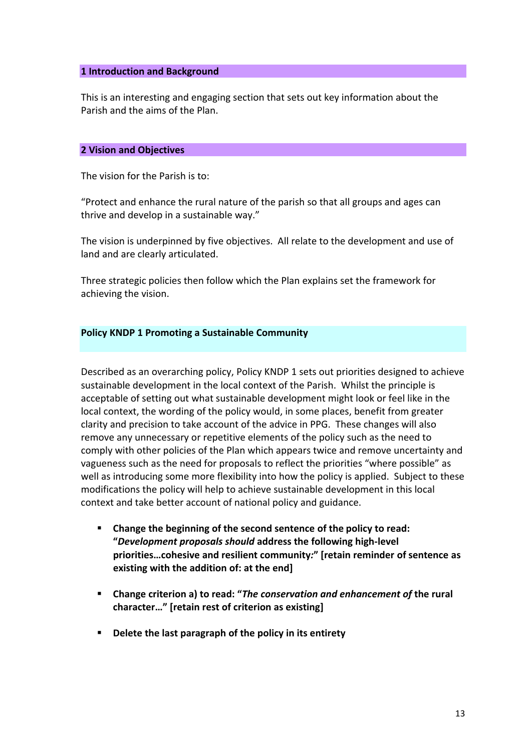## 1 Introduction and Background

This is an interesting and engaging section that sets out key information about the Parish and the aims of the Plan.

## 2 Vision and Objectives

The vision for the Parish is to:

"Protect and enhance the rural nature of the parish so that all groups and ages can thrive and develop in a sustainable way."

The vision is underpinned by five objectives. All relate to the development and use of land and are clearly articulated.

Three strategic policies then follow which the Plan explains set the framework for achieving the vision.

### Policy KNDP 1 Promoting a Sustainable Community

Described as an overarching policy, Policy KNDP 1 sets out priorities designed to achieve sustainable development in the local context of the Parish. Whilst the principle is acceptable of setting out what sustainable development might look or feel like in the local context, the wording of the policy would, in some places, benefit from greater clarity and precision to take account of the advice in PPG. These changes will also remove any unnecessary or repetitive elements of the policy such as the need to comply with other policies of the Plan which appears twice and remove uncertainty and vagueness such as the need for proposals to reflect the priorities "where possible" as well as introducing some more flexibility into how the policy is applied. Subject to these modifications the policy will help to achieve sustainable development in this local context and take better account of national policy and guidance.

- **Change the beginning of the second sentence of the policy to read: "*Development proposals should* address the following high-level priorities…cohesive and resilient community*:*" [retain reminder of sentence as existing with the addition of: at the end]**
- **Change criterion a) to read: "*The conservation and enhancement of* the rural character…" [retain rest of criterion as existing]**
- **Delete the last paragraph of the policy in its entirety**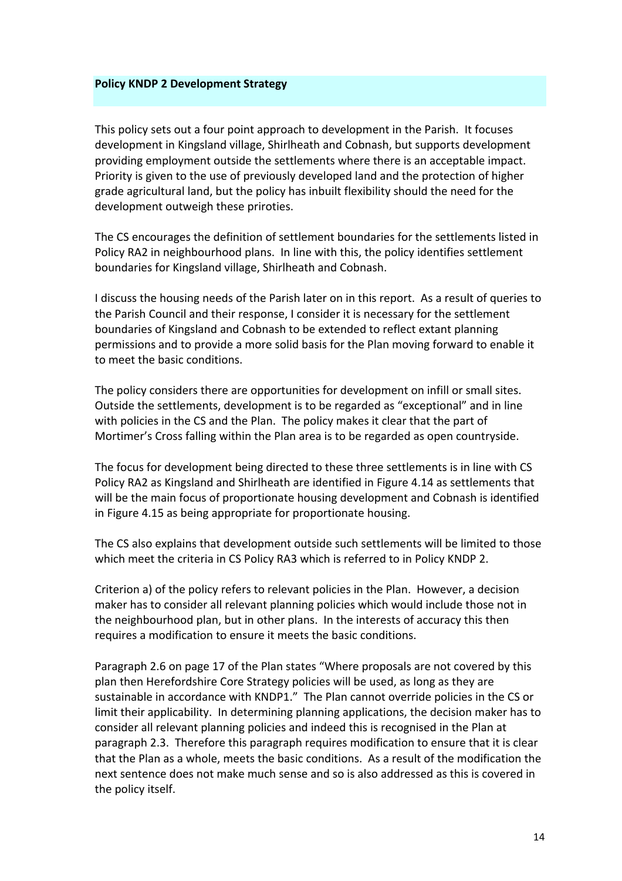**Policy KNDP 2 Development Strategy**

This policy sets out a four point approach to development in the Parish. It focuses development in Kingsland village, Shirlheath and Cobnash, but supports development providing employment outside the settlements where there is an acceptable impact. Priority is given to the use of previously developed land and the protection of higher grade agricultural land, but the policy has inbuilt flexibility should the need for the development outweigh these priroties.

The CS encourages the definition of settlement boundaries for the settlements listed in Policy RA2 in neighbourhood plans. In line with this, the policy identifies settlement boundaries for Kingsland village, Shirlheath and Cobnash.

I discuss the housing needs of the Parish later on in this report. As a result of queries to the Parish Council and their response, I consider it is necessary for the settlement boundaries of Kingsland and Cobnash to be extended to reflect extant planning permissions and to provide a more solid basis for the Plan moving forward to enable it to meet the basic conditions.

The policy considers there are opportunities for development on infill or small sites. Outside the settlements, development is to be regarded as "exceptional" and in line with policies in the CS and the Plan. The policy makes it clear that the part of Mortimer's Cross falling within the Plan area is to be regarded as open countryside.

The focus for development being directed to these three settlements is in line with CS Policy RA2 as Kingsland and Shirlheath are identified in Figure 4.14 as settlements that will be the main focus of proportionate housing development and Cobnash is identified in Figure 4.15 as being appropriate for proportionate housing.

The CS also explains that development outside such settlements will be limited to those which meet the criteria in CS Policy RA3 which is referred to in Policy KNDP 2.

Criterion a) of the policy refers to relevant policies in the Plan. However, a decision maker has to consider all relevant planning policies which would include those not in the neighbourhood plan, but in other plans. In the interests of accuracy this then requires a modification to ensure it meets the basic conditions.

Paragraph 2.6 on page 17 of the Plan states "Where proposals are not covered by this plan then Herefordshire Core Strategy policies will be used, as long as they are sustainable in accordance with KNDP1." The Plan cannot override policies in the CS or limit their applicability. In determining planning applications, the decision maker has to consider all relevant planning policies and indeed this is recognised in the Plan at paragraph 2.3. Therefore this paragraph requires modification to ensure that it is clear that the Plan as a whole, meets the basic conditions. As a result of the modification the next sentence does not make much sense and so is also addressed as this is covered in the policy itself.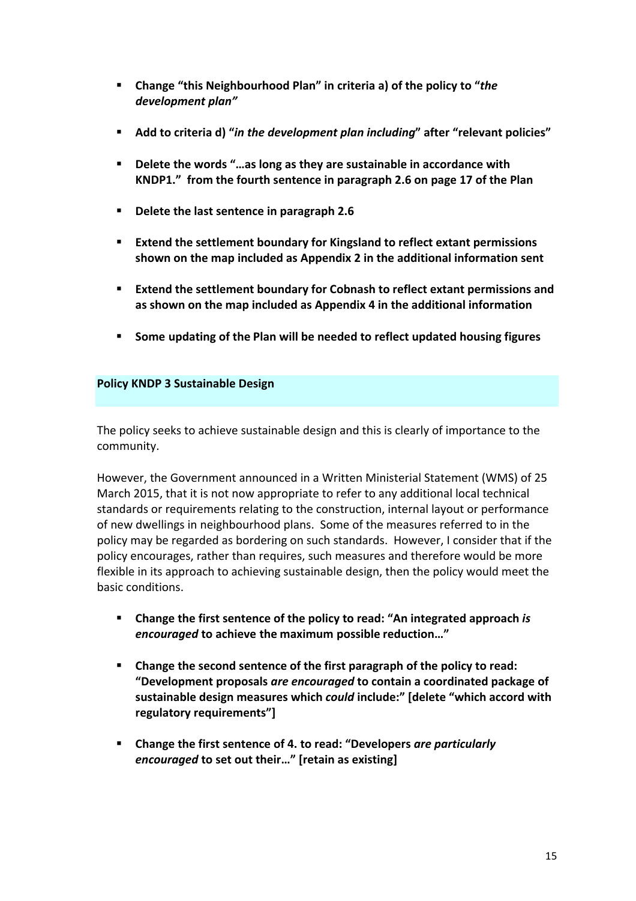- **Change "this Neighbourhood Plan" in criteria a) of the policy to "*the development plan"***
- **Add to criteria d) "*in the development plan including*" after "relevant policies"**
- **Delete the words "…as long as they are sustainable in accordance with KNDP1." from the fourth sentence in paragraph 2.6 on page 17 of the Plan**
- **Delete the last sentence in paragraph 2.6**
- **Extend the settlement boundary for Kingsland to reflect extant permissions shown on the map included as Appendix 2 in the additional information sent**
- **Extend the settlement boundary for Cobnash to reflect extant permissions and as shown on the map included as Appendix 4 in the additional information**
- **Some updating of the Plan will be needed to reflect updated housing figures**

### Policy KNDP 3 Sustainable Design

The policy seeks to achieve sustainable design and this is clearly of importance to the community.

However, the Government announced in a Written Ministerial Statement (WMS) of 25 March 2015, that it is not now appropriate to refer to any additional local technical standards or requirements relating to the construction, internal layout or performance of new dwellings in neighbourhood plans. Some of the measures referred to in the policy may be regarded as bordering on such standards. However, I consider that if the policy encourages, rather than requires, such measures and therefore would be more flexible in its approach to achieving sustainable design, then the policy would meet the basic conditions.

- **Change the first sentence of the policy to read: "An integrated approach *is encouraged* to achieve the maximum possible reduction…"**
- **Change the second sentence of the first paragraph of the policy to read: "Development proposals *are encouraged* to contain a coordinated package of sustainable design measures which *could* include:" [delete "which accord with regulatory requirements"]**
- **Change the first sentence of 4. to read: "Developers *are particularly encouraged* to set out their…" [retain as existing]**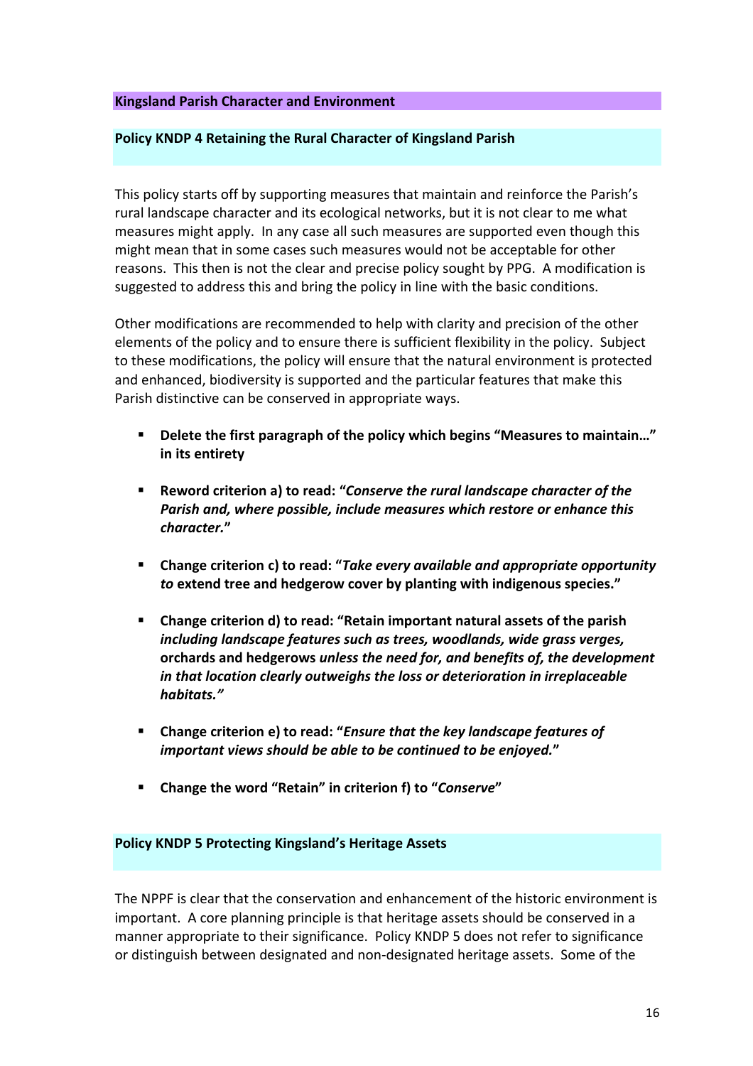## Kingsland Parish Character and Environment

### Policy KNDP 4 Retaining the Rural Character of Kingsland Parish

This policy starts off by supporting measures that maintain and reinforce the Parish's rural landscape character and its ecological networks, but it is not clear to me what measures might apply. In any case all such measures are supported even though this might mean that in some cases such measures would not be acceptable for other reasons. This then is not the clear and precise policy sought by PPG. A modification is suggested to address this and bring the policy in line with the basic conditions.

Other modifications are recommended to help with clarity and precision of the other elements of the policy and to ensure there is sufficient flexibility in the policy. Subject to these modifications, the policy will ensure that the natural environment is protected and enhanced, biodiversity is supported and the particular features that make this Parish distinctive can be conserved in appropriate ways.

- **Delete the first paragraph of the policy which begins "Measures to maintain…" in its entirety**
- **Reword criterion a) to read: "*Conserve the rural landscape character of the Parish and, where possible, include measures which restore or enhance this character.*"**
- **Change criterion c) to read: "*Take every available and appropriate opportunity to* extend tree and hedgerow cover by planting with indigenous species."**
- **Change criterion d) to read: "Retain important natural assets of the parish *including landscape features such as trees, woodlands, wide grass verges,* orchards and hedgerows *unless the need for, and benefits of, the development in that location clearly outweighs the loss or deterioration in irreplaceable habitats.*"**
- **Change criterion e) to read: "*Ensure that the key landscape features of important views should be able to be continued to be enjoyed.*"**
- **Change the word "Retain" in criterion f) to "*Conserve*"**

### Policy KNDP 5 Protecting Kingsland's Heritage Assets

The NPPF is clear that the conservation and enhancement of the historic environment is important. A core planning principle is that heritage assets should be conserved in a manner appropriate to their significance. Policy KNDP 5 does not refer to significance or distinguish between designated and non-designated heritage assets. Some of the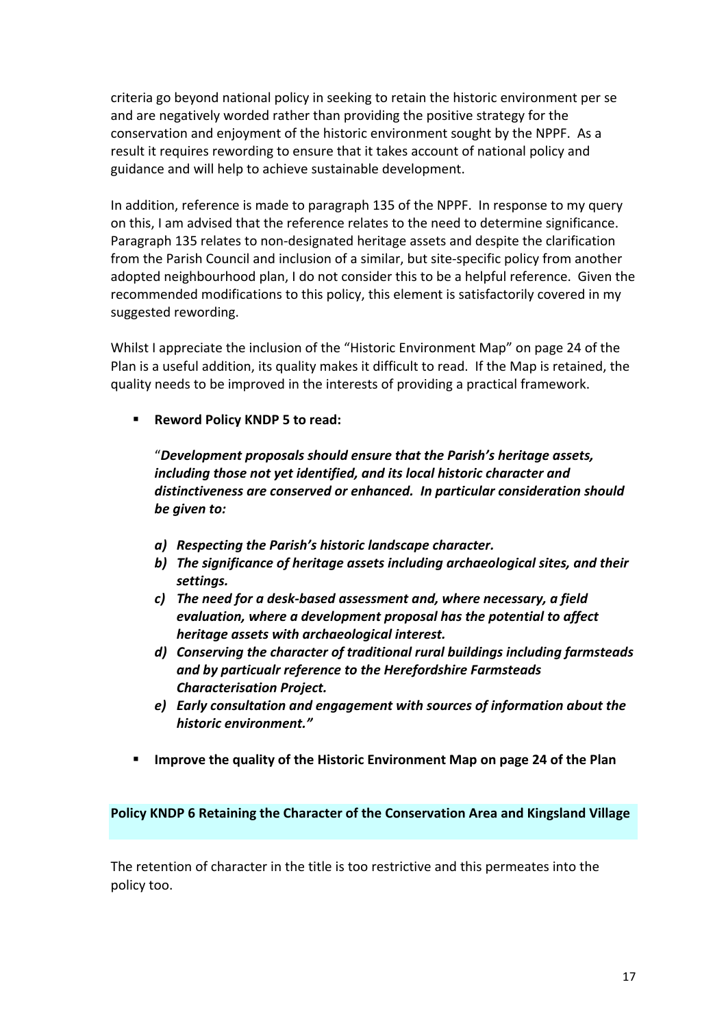criteria go beyond national policy in seeking to retain the historic environment per se and are negatively worded rather than providing the positive strategy for the conservation and enjoyment of the historic environment sought by the NPPF. As a result it requires rewording to ensure that it takes account of national policy and guidance and will help to achieve sustainable development.

In addition, reference is made to paragraph 135 of the NPPF. In response to my query on this, I am advised that the reference relates to the need to determine significance. Paragraph 135 relates to non-designated heritage assets and despite the clarification from the Parish Council and inclusion of a similar, but site-specific policy from another adopted neighbourhood plan, I do not consider this to be a helpful reference. Given the recommended modifications to this policy, this element is satisfactorily covered in my suggested rewording.

Whilst I appreciate the inclusion of the "Historic Environment Map" on page 24 of the Plan is a useful addition, its quality makes it difficult to read. If the Map is retained, the quality needs to be improved in the interests of providing a practical framework.

- **Reword Policy KNDP 5 to read:**

  "***Development proposals should ensure that the Parish's heritage assets, including those not yet identified, and its local historic character and distinctiveness are conserved or enhanced. In particular consideration should be given to:***

  ***a) Respecting the Parish's historic landscape character.***
  ***b) The significance of heritage assets including archaeological sites, and their settings.***
  ***c) The need for a desk-based assessment and, where necessary, a field evaluation, where a development proposal has the potential to affect heritage assets with archaeological interest.***
  ***d) Conserving the character of traditional rural buildings including farmsteads and by particualr reference to the Herefordshire Farmsteads Characterisation Project.***
  ***e) Early consultation and engagement with sources of information about the historic environment."***

- **Improve the quality of the Historic Environment Map on page 24 of the Plan**

**Policy KNDP 6 Retaining the Character of the Conservation Area and Kingsland Village**

The retention of character in the title is too restrictive and this permeates into the policy too.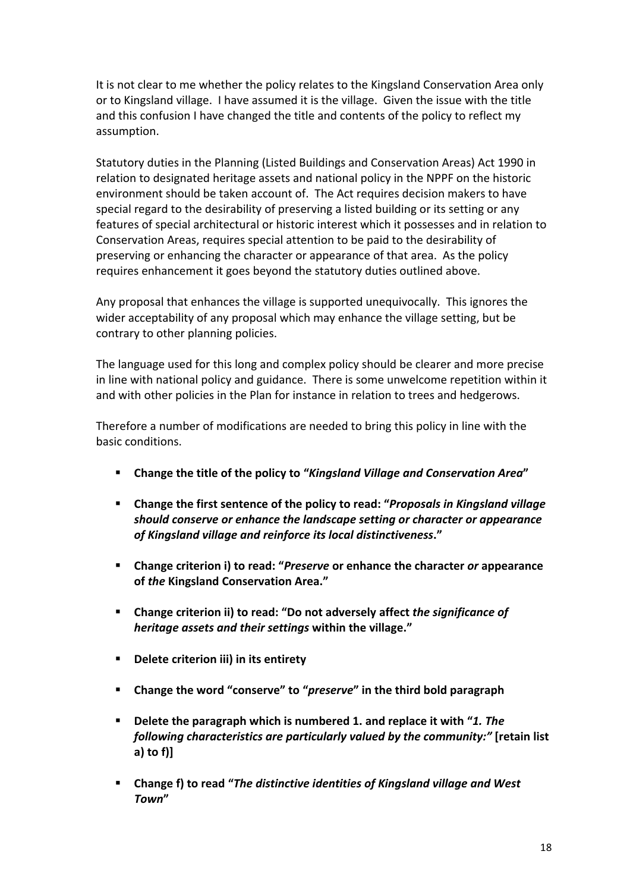It is not clear to me whether the policy relates to the Kingsland Conservation Area only or to Kingsland village. I have assumed it is the village. Given the issue with the title and this confusion I have changed the title and contents of the policy to reflect my assumption.

Statutory duties in the Planning (Listed Buildings and Conservation Areas) Act 1990 in relation to designated heritage assets and national policy in the NPPF on the historic environment should be taken account of. The Act requires decision makers to have special regard to the desirability of preserving a listed building or its setting or any features of special architectural or historic interest which it possesses and in relation to Conservation Areas, requires special attention to be paid to the desirability of preserving or enhancing the character or appearance of that area. As the policy requires enhancement it goes beyond the statutory duties outlined above.

Any proposal that enhances the village is supported unequivocally. This ignores the wider acceptability of any proposal which may enhance the village setting, but be contrary to other planning policies.

The language used for this long and complex policy should be clearer and more precise in line with national policy and guidance. There is some unwelcome repetition within it and with other policies in the Plan for instance in relation to trees and hedgerows.

Therefore a number of modifications are needed to bring this policy in line with the basic conditions.

- **Change the title of the policy to "*Kingsland Village and Conservation Area*"**
- **Change the first sentence of the policy to read: "*Proposals in Kingsland village should conserve or enhance the landscape setting or character or appearance of Kingsland village and reinforce its local distinctiveness*."**
- **Change criterion i) to read: "*Preserve* or enhance the character *or* appearance of *the* Kingsland Conservation Area."**
- **Change criterion ii) to read: "Do not adversely affect *the significance of heritage assets and their settings* within the village."**
- **Delete criterion iii) in its entirety**
- **Change the word "conserve" to "*preserve*" in the third bold paragraph**
- **Delete the paragraph which is numbered 1. and replace it with "*1. The following characteristics are particularly valued by the community:"* [retain list a) to f)]**
- **Change f) to read "*The distinctive identities of Kingsland village and West Town*"**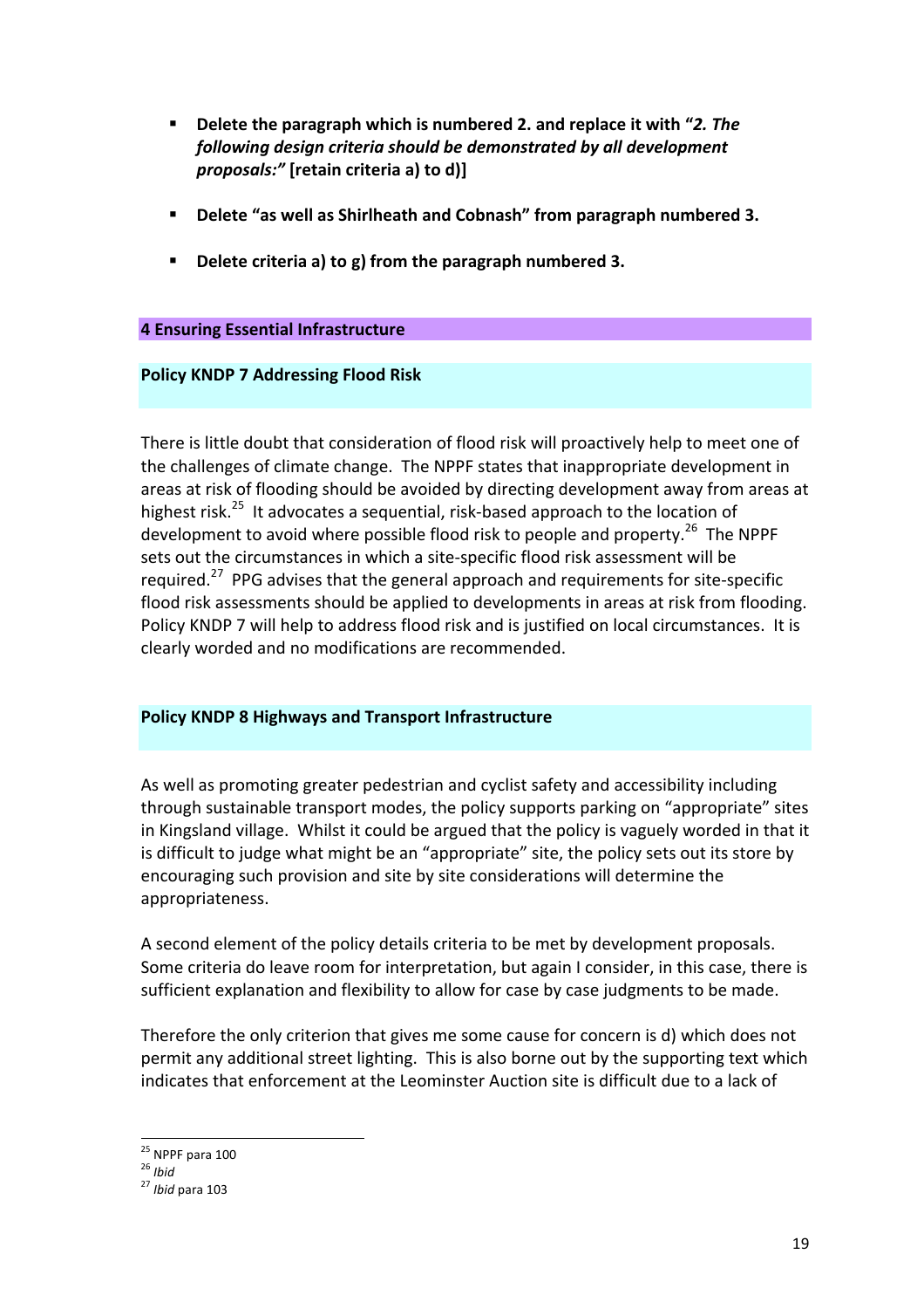- **Delete the paragraph which is numbered 2. and replace it with "*2. The following design criteria should be demonstrated by all development proposals:*" [retain criteria a) to d)]**

- **Delete "as well as Shirlheath and Cobnash" from paragraph numbered 3.**

- **Delete criteria a) to g) from the paragraph numbered 3.**

## 4 Ensuring Essential Infrastructure

### Policy KNDP 7 Addressing Flood Risk

There is little doubt that consideration of flood risk will proactively help to meet one of the challenges of climate change. The NPPF states that inappropriate development in areas at risk of flooding should be avoided by directing development away from areas at highest risk.[25] It advocates a sequential, risk-based approach to the location of development to avoid where possible flood risk to people and property.[26] The NPPF sets out the circumstances in which a site-specific flood risk assessment will be required.[27] PPG advises that the general approach and requirements for site-specific flood risk assessments should be applied to developments in areas at risk from flooding. Policy KNDP 7 will help to address flood risk and is justified on local circumstances. It is clearly worded and no modifications are recommended.

### Policy KNDP 8 Highways and Transport Infrastructure

As well as promoting greater pedestrian and cyclist safety and accessibility including through sustainable transport modes, the policy supports parking on "appropriate" sites in Kingsland village. Whilst it could be argued that the policy is vaguely worded in that it is difficult to judge what might be an "appropriate" site, the policy sets out its store by encouraging such provision and site by site considerations will determine the appropriateness.

A second element of the policy details criteria to be met by development proposals. Some criteria do leave room for interpretation, but again I consider, in this case, there is sufficient explanation and flexibility to allow for case by case judgments to be made.

Therefore the only criterion that gives me some cause for concern is d) which does not permit any additional street lighting. This is also borne out by the supporting text which indicates that enforcement at the Leominster Auction site is difficult due to a lack of

---

[25] NPPF para 100
[26] *Ibid*
[27] *Ibid* para 103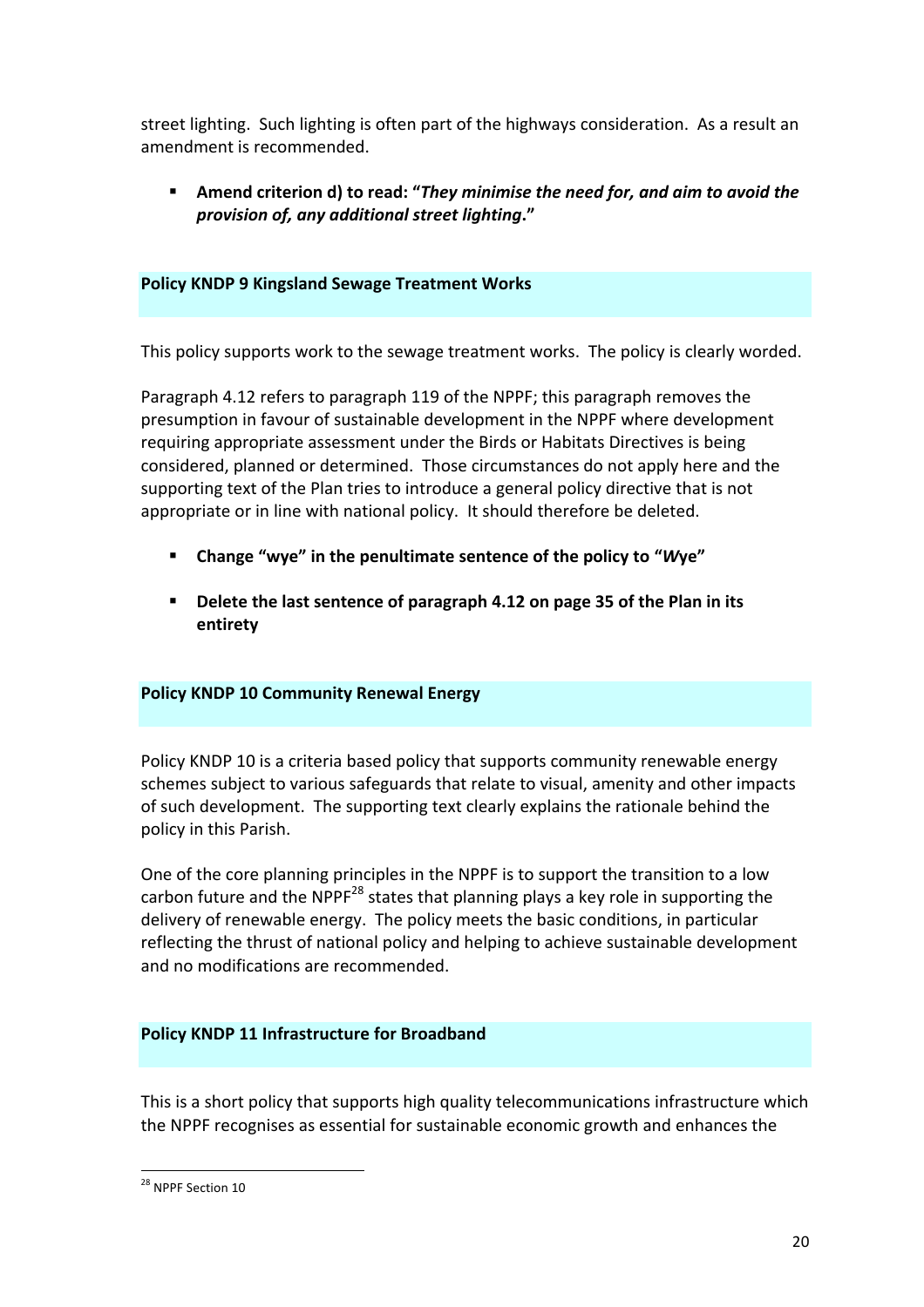street lighting. Such lighting is often part of the highways consideration. As a result an amendment is recommended.

- **Amend criterion d) to read: "*They minimise the need for, and aim to avoid the provision of, any additional street lighting*."**

### Policy KNDP 9 Kingsland Sewage Treatment Works

This policy supports work to the sewage treatment works. The policy is clearly worded.

Paragraph 4.12 refers to paragraph 119 of the NPPF; this paragraph removes the presumption in favour of sustainable development in the NPPF where development requiring appropriate assessment under the Birds or Habitats Directives is being considered, planned or determined. Those circumstances do not apply here and the supporting text of the Plan tries to introduce a general policy directive that is not appropriate or in line with national policy. It should therefore be deleted.

- **Change "wye" in the penultimate sentence of the policy to "*W*ye"**
- **Delete the last sentence of paragraph 4.12 on page 35 of the Plan in its entirety**

### Policy KNDP 10 Community Renewal Energy

Policy KNDP 10 is a criteria based policy that supports community renewable energy schemes subject to various safeguards that relate to visual, amenity and other impacts of such development. The supporting text clearly explains the rationale behind the policy in this Parish.

One of the core planning principles in the NPPF is to support the transition to a low carbon future and the NPPF[28] states that planning plays a key role in supporting the delivery of renewable energy. The policy meets the basic conditions, in particular reflecting the thrust of national policy and helping to achieve sustainable development and no modifications are recommended.

### Policy KNDP 11 Infrastructure for Broadband

This is a short policy that supports high quality telecommunications infrastructure which the NPPF recognises as essential for sustainable economic growth and enhances the

[28] NPPF Section 10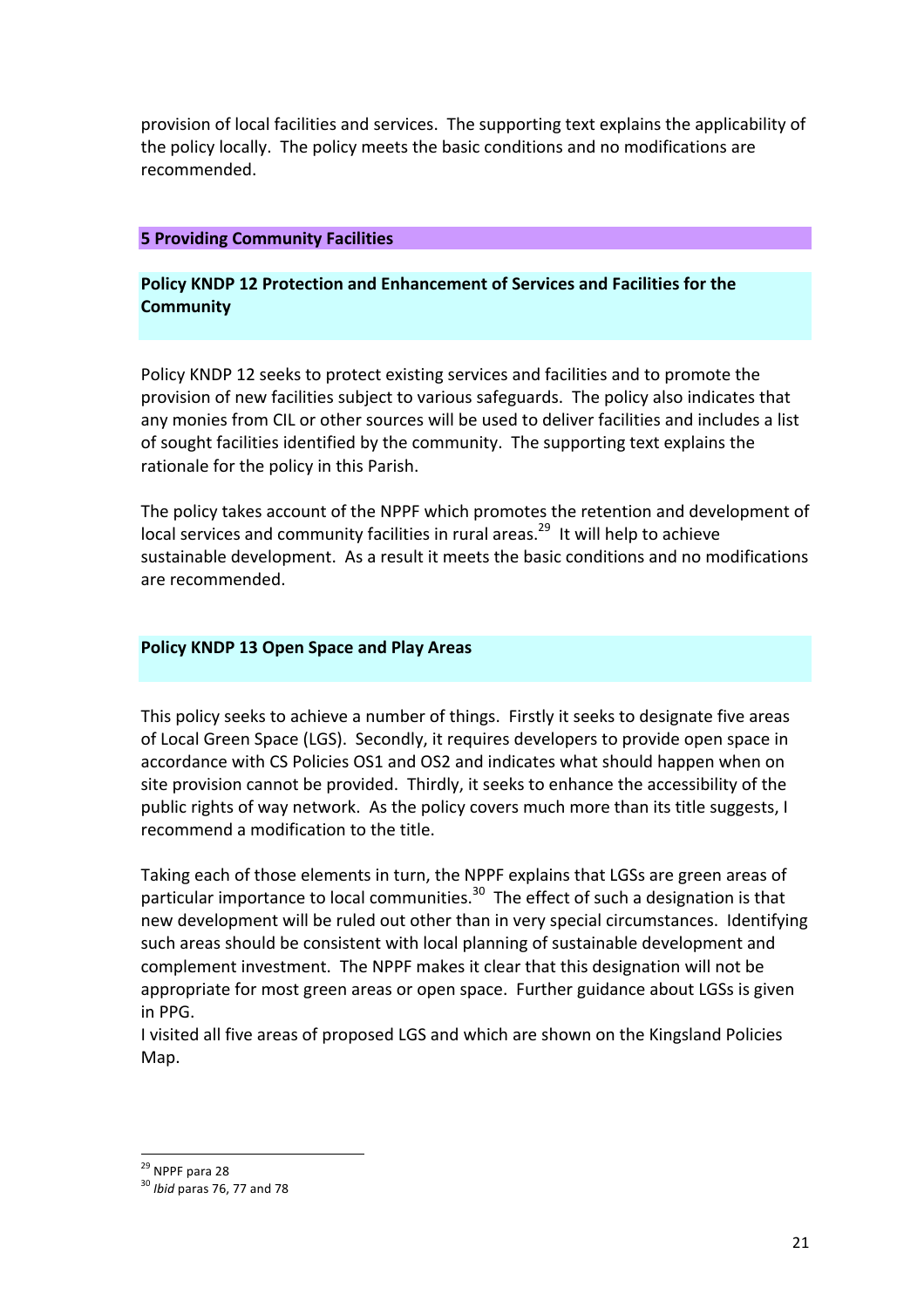provision of local facilities and services. The supporting text explains the applicability of the policy locally. The policy meets the basic conditions and no modifications are recommended.

## 5 Providing Community Facilities

### Policy KNDP 12 Protection and Enhancement of Services and Facilities for the Community

Policy KNDP 12 seeks to protect existing services and facilities and to promote the provision of new facilities subject to various safeguards. The policy also indicates that any monies from CIL or other sources will be used to deliver facilities and includes a list of sought facilities identified by the community. The supporting text explains the rationale for the policy in this Parish.

The policy takes account of the NPPF which promotes the retention and development of local services and community facilities in rural areas.[29] It will help to achieve sustainable development. As a result it meets the basic conditions and no modifications are recommended.

### Policy KNDP 13 Open Space and Play Areas

This policy seeks to achieve a number of things. Firstly it seeks to designate five areas of Local Green Space (LGS). Secondly, it requires developers to provide open space in accordance with CS Policies OS1 and OS2 and indicates what should happen when on site provision cannot be provided. Thirdly, it seeks to enhance the accessibility of the public rights of way network. As the policy covers much more than its title suggests, I recommend a modification to the title.

Taking each of those elements in turn, the NPPF explains that LGSs are green areas of particular importance to local communities.[30] The effect of such a designation is that new development will be ruled out other than in very special circumstances. Identifying such areas should be consistent with local planning of sustainable development and complement investment. The NPPF makes it clear that this designation will not be appropriate for most green areas or open space. Further guidance about LGSs is given in PPG.

I visited all five areas of proposed LGS and which are shown on the Kingsland Policies Map.

---

[29] NPPF para 28

[30] *Ibid* paras 76, 77 and 78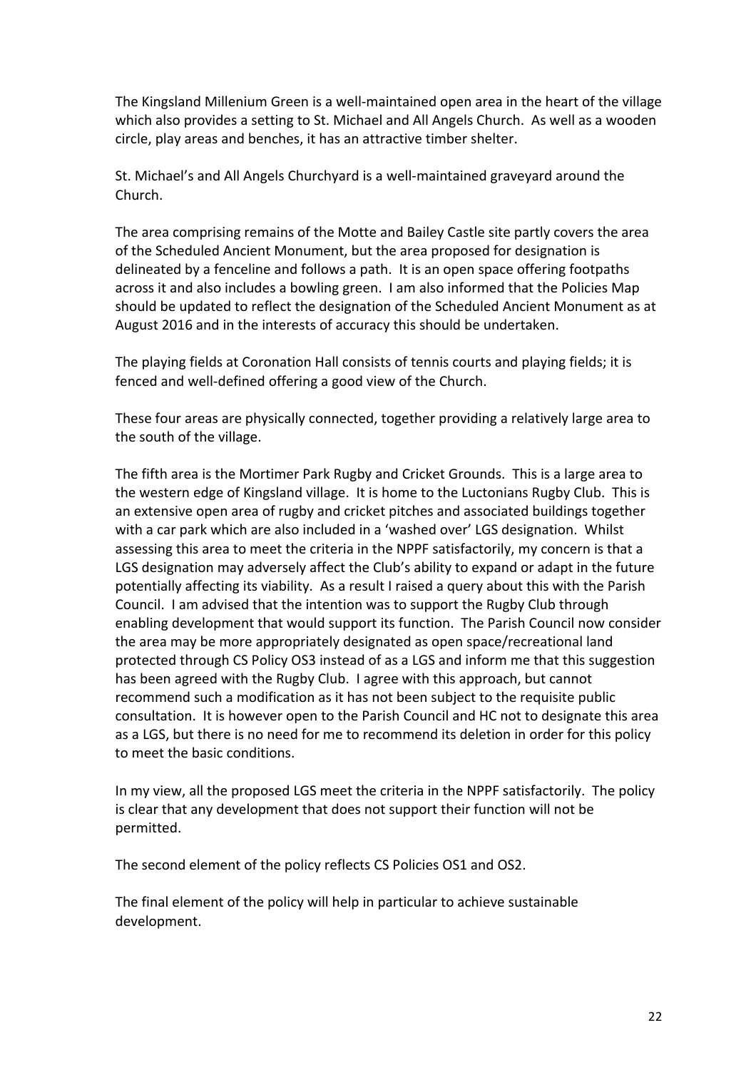The Kingsland Millenium Green is a well-maintained open area in the heart of the village which also provides a setting to St. Michael and All Angels Church. As well as a wooden circle, play areas and benches, it has an attractive timber shelter.

St. Michael's and All Angels Churchyard is a well-maintained graveyard around the Church.

The area comprising remains of the Motte and Bailey Castle site partly covers the area of the Scheduled Ancient Monument, but the area proposed for designation is delineated by a fenceline and follows a path. It is an open space offering footpaths across it and also includes a bowling green. I am also informed that the Policies Map should be updated to reflect the designation of the Scheduled Ancient Monument as at August 2016 and in the interests of accuracy this should be undertaken.

The playing fields at Coronation Hall consists of tennis courts and playing fields; it is fenced and well-defined offering a good view of the Church.

These four areas are physically connected, together providing a relatively large area to the south of the village.

The fifth area is the Mortimer Park Rugby and Cricket Grounds. This is a large area to the western edge of Kingsland village. It is home to the Luctonians Rugby Club. This is an extensive open area of rugby and cricket pitches and associated buildings together with a car park which are also included in a 'washed over' LGS designation. Whilst assessing this area to meet the criteria in the NPPF satisfactorily, my concern is that a LGS designation may adversely affect the Club's ability to expand or adapt in the future potentially affecting its viability. As a result I raised a query about this with the Parish Council. I am advised that the intention was to support the Rugby Club through enabling development that would support its function. The Parish Council now consider the area may be more appropriately designated as open space/recreational land protected through CS Policy OS3 instead of as a LGS and inform me that this suggestion has been agreed with the Rugby Club. I agree with this approach, but cannot recommend such a modification as it has not been subject to the requisite public consultation. It is however open to the Parish Council and HC not to designate this area as a LGS, but there is no need for me to recommend its deletion in order for this policy to meet the basic conditions.

In my view, all the proposed LGS meet the criteria in the NPPF satisfactorily. The policy is clear that any development that does not support their function will not be permitted.

The second element of the policy reflects CS Policies OS1 and OS2.

The final element of the policy will help in particular to achieve sustainable development.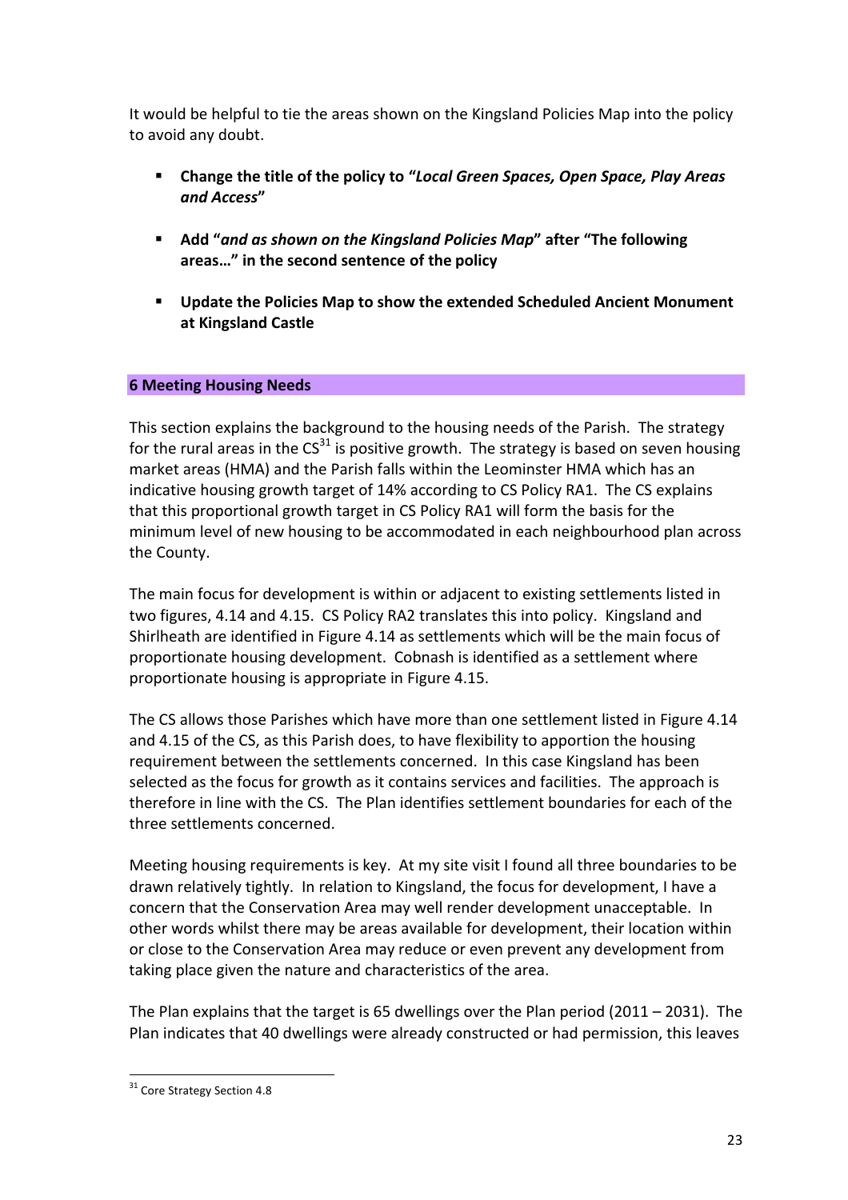It would be helpful to tie the areas shown on the Kingsland Policies Map into the policy to avoid any doubt.

- **Change the title of the policy to "*Local Green Spaces, Open Space, Play Areas and Access*"**
- **Add "*and as shown on the Kingsland Policies Map*" after "The following areas…" in the second sentence of the policy**
- **Update the Policies Map to show the extended Scheduled Ancient Monument at Kingsland Castle**

## 6 Meeting Housing Needs

This section explains the background to the housing needs of the Parish. The strategy for the rural areas in the CS[31] is positive growth. The strategy is based on seven housing market areas (HMA) and the Parish falls within the Leominster HMA which has an indicative housing growth target of 14% according to CS Policy RA1. The CS explains that this proportional growth target in CS Policy RA1 will form the basis for the minimum level of new housing to be accommodated in each neighbourhood plan across the County.

The main focus for development is within or adjacent to existing settlements listed in two figures, 4.14 and 4.15. CS Policy RA2 translates this into policy. Kingsland and Shirlheath are identified in Figure 4.14 as settlements which will be the main focus of proportionate housing development. Cobnash is identified as a settlement where proportionate housing is appropriate in Figure 4.15.

The CS allows those Parishes which have more than one settlement listed in Figure 4.14 and 4.15 of the CS, as this Parish does, to have flexibility to apportion the housing requirement between the settlements concerned. In this case Kingsland has been selected as the focus for growth as it contains services and facilities. The approach is therefore in line with the CS. The Plan identifies settlement boundaries for each of the three settlements concerned.

Meeting housing requirements is key. At my site visit I found all three boundaries to be drawn relatively tightly. In relation to Kingsland, the focus for development, I have a concern that the Conservation Area may well render development unacceptable. In other words whilst there may be areas available for development, their location within or close to the Conservation Area may reduce or even prevent any development from taking place given the nature and characteristics of the area.

The Plan explains that the target is 65 dwellings over the Plan period (2011 – 2031). The Plan indicates that 40 dwellings were already constructed or had permission, this leaves

[31] Core Strategy Section 4.8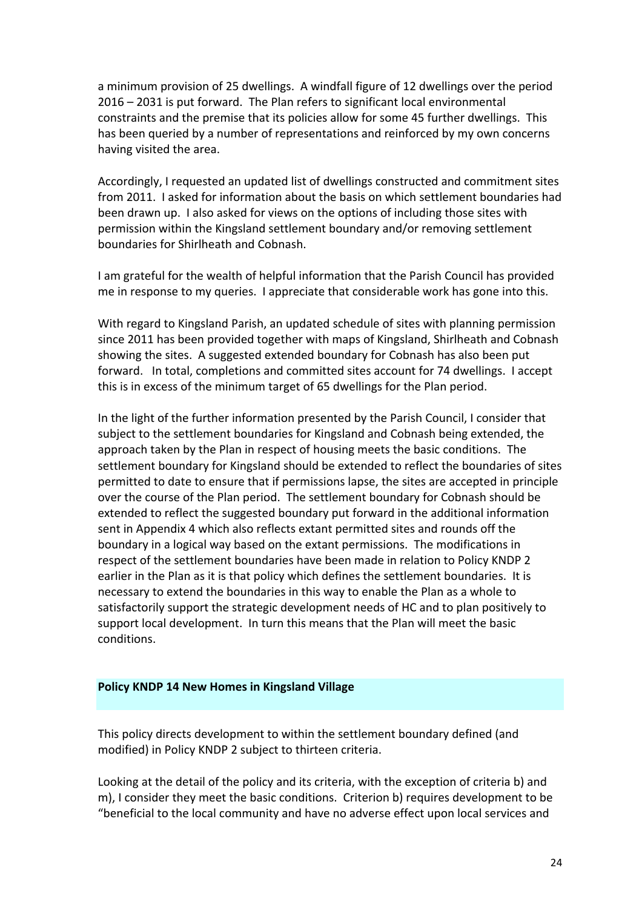a minimum provision of 25 dwellings. A windfall figure of 12 dwellings over the period 2016 – 2031 is put forward. The Plan refers to significant local environmental constraints and the premise that its policies allow for some 45 further dwellings. This has been queried by a number of representations and reinforced by my own concerns having visited the area.

Accordingly, I requested an updated list of dwellings constructed and commitment sites from 2011. I asked for information about the basis on which settlement boundaries had been drawn up. I also asked for views on the options of including those sites with permission within the Kingsland settlement boundary and/or removing settlement boundaries for Shirlheath and Cobnash.

I am grateful for the wealth of helpful information that the Parish Council has provided me in response to my queries. I appreciate that considerable work has gone into this.

With regard to Kingsland Parish, an updated schedule of sites with planning permission since 2011 has been provided together with maps of Kingsland, Shirlheath and Cobnash showing the sites. A suggested extended boundary for Cobnash has also been put forward. In total, completions and committed sites account for 74 dwellings. I accept this is in excess of the minimum target of 65 dwellings for the Plan period.

In the light of the further information presented by the Parish Council, I consider that subject to the settlement boundaries for Kingsland and Cobnash being extended, the approach taken by the Plan in respect of housing meets the basic conditions. The settlement boundary for Kingsland should be extended to reflect the boundaries of sites permitted to date to ensure that if permissions lapse, the sites are accepted in principle over the course of the Plan period. The settlement boundary for Cobnash should be extended to reflect the suggested boundary put forward in the additional information sent in Appendix 4 which also reflects extant permitted sites and rounds off the boundary in a logical way based on the extant permissions. The modifications in respect of the settlement boundaries have been made in relation to Policy KNDP 2 earlier in the Plan as it is that policy which defines the settlement boundaries. It is necessary to extend the boundaries in this way to enable the Plan as a whole to satisfactorily support the strategic development needs of HC and to plan positively to support local development. In turn this means that the Plan will meet the basic conditions.

**Policy KNDP 14 New Homes in Kingsland Village**

This policy directs development to within the settlement boundary defined (and modified) in Policy KNDP 2 subject to thirteen criteria.

Looking at the detail of the policy and its criteria, with the exception of criteria b) and m), I consider they meet the basic conditions. Criterion b) requires development to be "beneficial to the local community and have no adverse effect upon local services and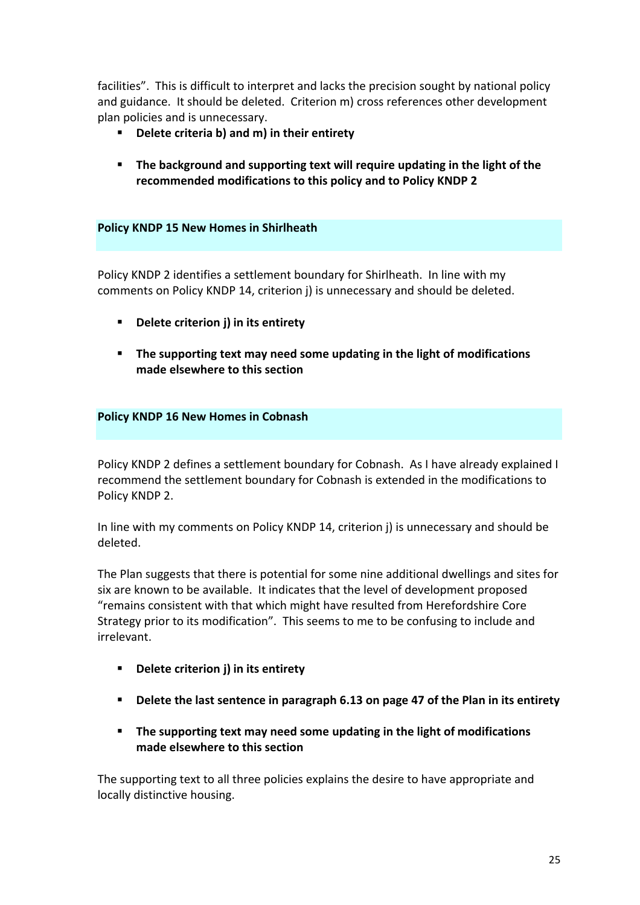facilities". This is difficult to interpret and lacks the precision sought by national policy and guidance. It should be deleted. Criterion m) cross references other development plan policies and is unnecessary.

- **Delete criteria b) and m) in their entirety**

- **The background and supporting text will require updating in the light of the recommended modifications to this policy and to Policy KNDP 2**

### Policy KNDP 15 New Homes in Shirlheath

Policy KNDP 2 identifies a settlement boundary for Shirlheath. In line with my comments on Policy KNDP 14, criterion j) is unnecessary and should be deleted.

- **Delete criterion j) in its entirety**

- **The supporting text may need some updating in the light of modifications made elsewhere to this section**

### Policy KNDP 16 New Homes in Cobnash

Policy KNDP 2 defines a settlement boundary for Cobnash. As I have already explained I recommend the settlement boundary for Cobnash is extended in the modifications to Policy KNDP 2.

In line with my comments on Policy KNDP 14, criterion j) is unnecessary and should be deleted.

The Plan suggests that there is potential for some nine additional dwellings and sites for six are known to be available. It indicates that the level of development proposed "remains consistent with that which might have resulted from Herefordshire Core Strategy prior to its modification". This seems to me to be confusing to include and irrelevant.

- **Delete criterion j) in its entirety**

- **Delete the last sentence in paragraph 6.13 on page 47 of the Plan in its entirety**

- **The supporting text may need some updating in the light of modifications made elsewhere to this section**

The supporting text to all three policies explains the desire to have appropriate and locally distinctive housing.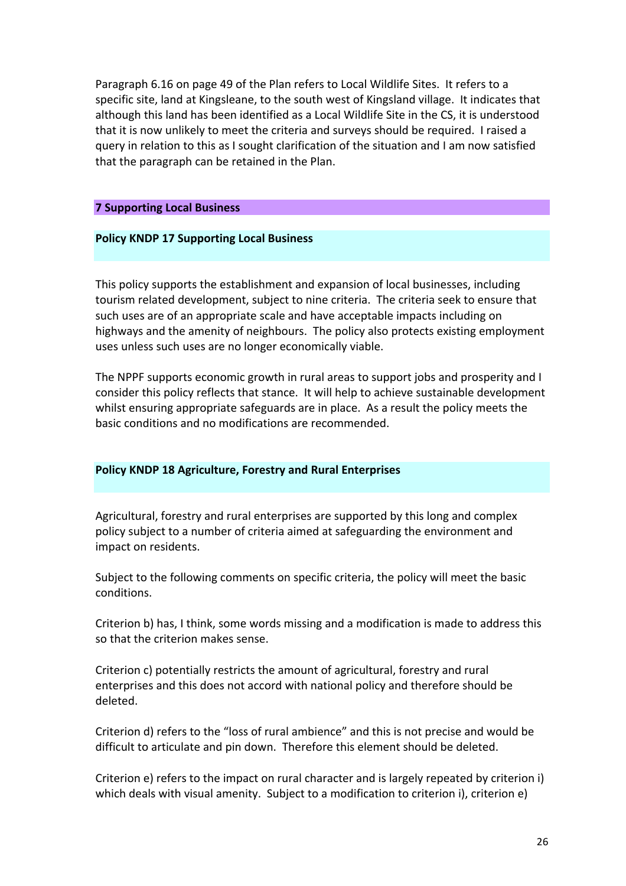Paragraph 6.16 on page 49 of the Plan refers to Local Wildlife Sites. It refers to a specific site, land at Kingsleane, to the south west of Kingsland village. It indicates that although this land has been identified as a Local Wildlife Site in the CS, it is understood that it is now unlikely to meet the criteria and surveys should be required. I raised a query in relation to this as I sought clarification of the situation and I am now satisfied that the paragraph can be retained in the Plan.

## 7 Supporting Local Business

### Policy KNDP 17 Supporting Local Business

This policy supports the establishment and expansion of local businesses, including tourism related development, subject to nine criteria. The criteria seek to ensure that such uses are of an appropriate scale and have acceptable impacts including on highways and the amenity of neighbours. The policy also protects existing employment uses unless such uses are no longer economically viable.

The NPPF supports economic growth in rural areas to support jobs and prosperity and I consider this policy reflects that stance. It will help to achieve sustainable development whilst ensuring appropriate safeguards are in place. As a result the policy meets the basic conditions and no modifications are recommended.

### Policy KNDP 18 Agriculture, Forestry and Rural Enterprises

Agricultural, forestry and rural enterprises are supported by this long and complex policy subject to a number of criteria aimed at safeguarding the environment and impact on residents.

Subject to the following comments on specific criteria, the policy will meet the basic conditions.

Criterion b) has, I think, some words missing and a modification is made to address this so that the criterion makes sense.

Criterion c) potentially restricts the amount of agricultural, forestry and rural enterprises and this does not accord with national policy and therefore should be deleted.

Criterion d) refers to the "loss of rural ambience" and this is not precise and would be difficult to articulate and pin down. Therefore this element should be deleted.

Criterion e) refers to the impact on rural character and is largely repeated by criterion i) which deals with visual amenity. Subject to a modification to criterion i), criterion e)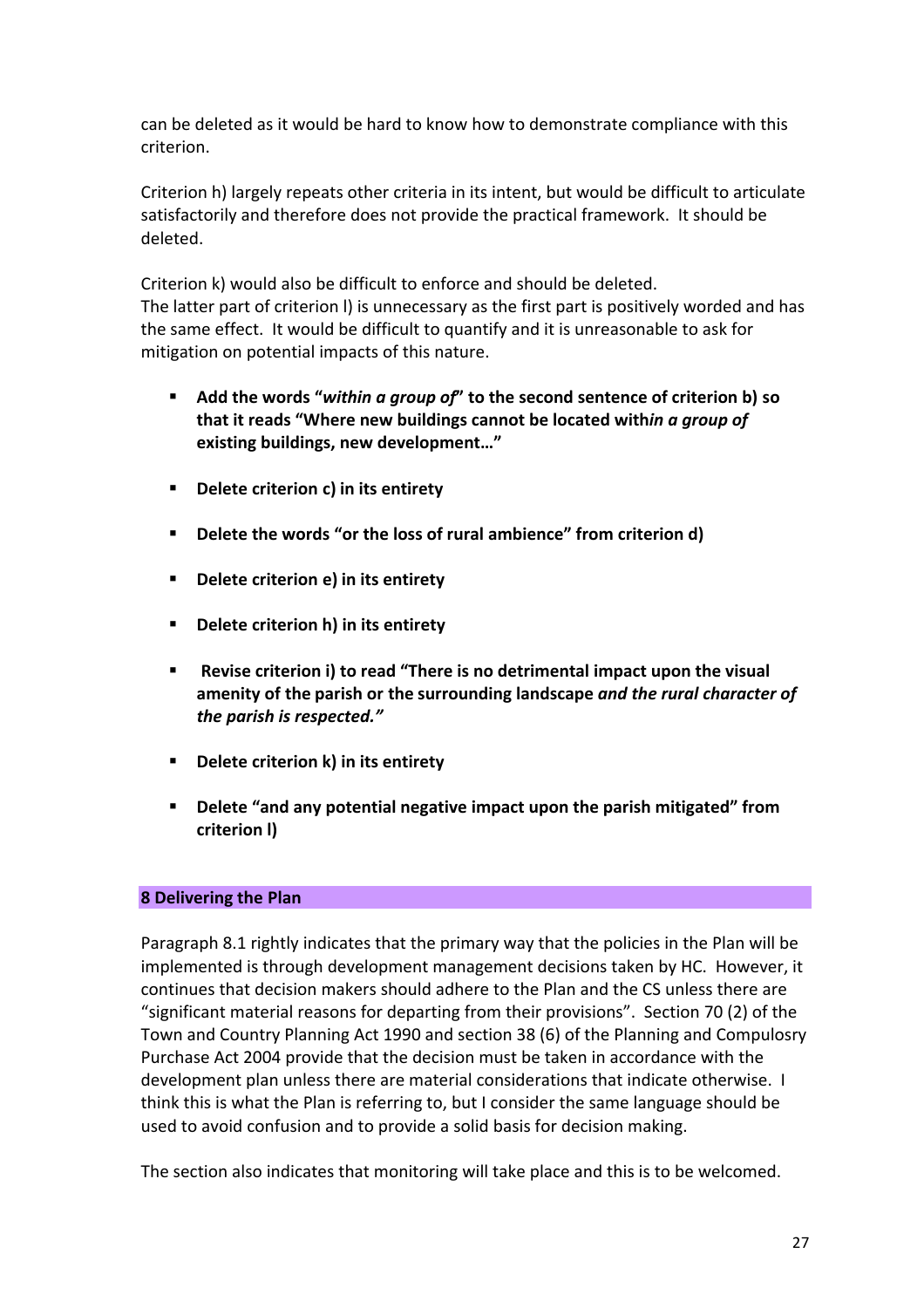can be deleted as it would be hard to know how to demonstrate compliance with this criterion.

Criterion h) largely repeats other criteria in its intent, but would be difficult to articulate satisfactorily and therefore does not provide the practical framework. It should be deleted.

Criterion k) would also be difficult to enforce and should be deleted.
The latter part of criterion l) is unnecessary as the first part is positively worded and has the same effect. It would be difficult to quantify and it is unreasonable to ask for mitigation on potential impacts of this nature.

- **Add the words "*within a group of*" to the second sentence of criterion b) so that it reads "Where new buildings cannot be located with*in a group of* existing buildings, new development…"**
- **Delete criterion c) in its entirety**
- **Delete the words "or the loss of rural ambience" from criterion d)**
- **Delete criterion e) in its entirety**
- **Delete criterion h) in its entirety**
- **Revise criterion i) to read "There is no detrimental impact upon the visual amenity of the parish or the surrounding landscape *and the rural character of the parish is respected."***
- **Delete criterion k) in its entirety**
- **Delete "and any potential negative impact upon the parish mitigated" from criterion l)**

## 8 Delivering the Plan

Paragraph 8.1 rightly indicates that the primary way that the policies in the Plan will be implemented is through development management decisions taken by HC. However, it continues that decision makers should adhere to the Plan and the CS unless there are "significant material reasons for departing from their provisions". Section 70 (2) of the Town and Country Planning Act 1990 and section 38 (6) of the Planning and Compulsory Purchase Act 2004 provide that the decision must be taken in accordance with the development plan unless there are material considerations that indicate otherwise. I think this is what the Plan is referring to, but I consider the same language should be used to avoid confusion and to provide a solid basis for decision making.

The section also indicates that monitoring will take place and this is to be welcomed.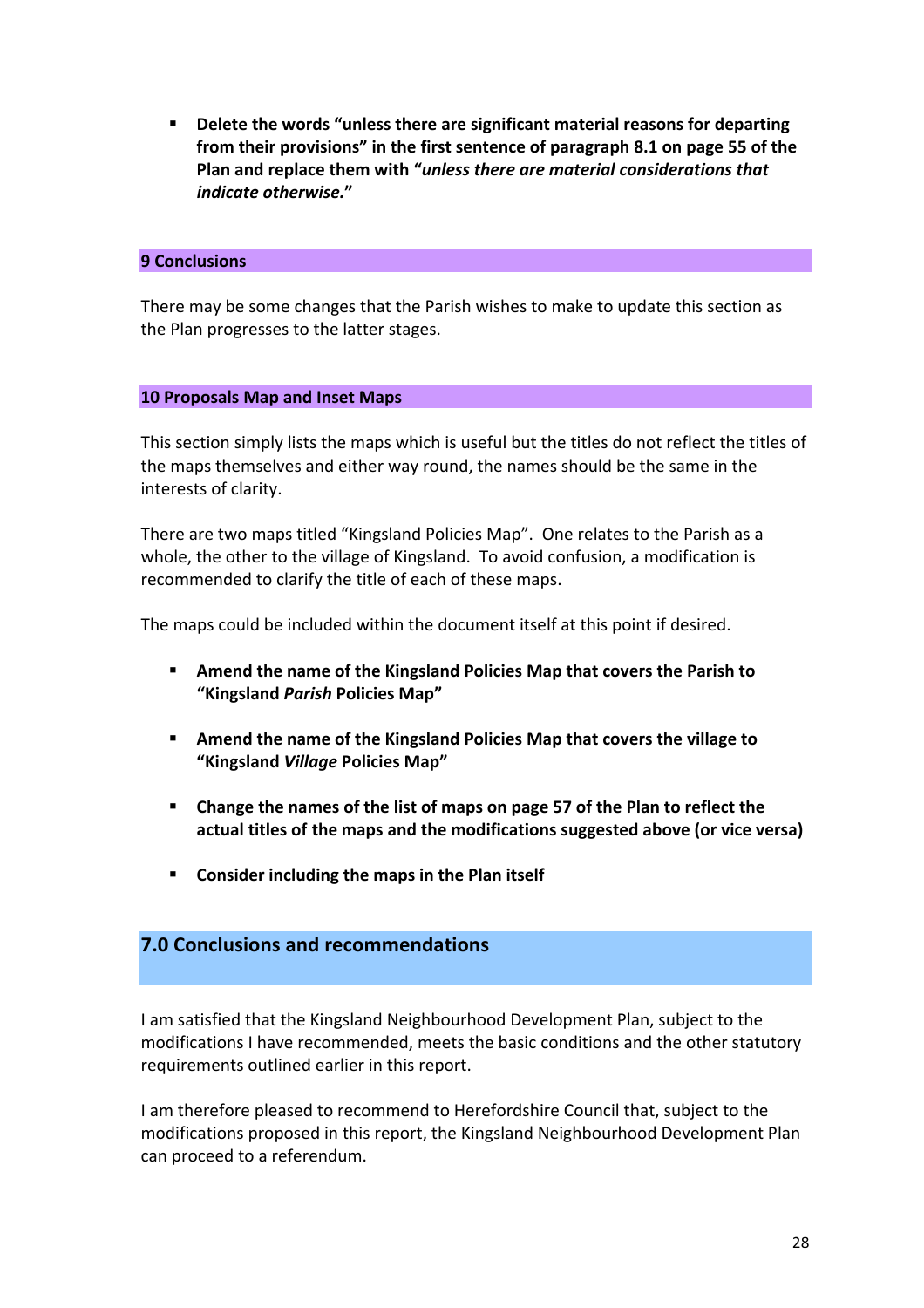- **Delete the words "unless there are significant material reasons for departing from their provisions" in the first sentence of paragraph 8.1 on page 55 of the Plan and replace them with "*unless there are material considerations that indicate otherwise.*"**

### 9 Conclusions

There may be some changes that the Parish wishes to make to update this section as the Plan progresses to the latter stages.

### 10 Proposals Map and Inset Maps

This section simply lists the maps which is useful but the titles do not reflect the titles of the maps themselves and either way round, the names should be the same in the interests of clarity.

There are two maps titled "Kingsland Policies Map". One relates to the Parish as a whole, the other to the village of Kingsland. To avoid confusion, a modification is recommended to clarify the title of each of these maps.

The maps could be included within the document itself at this point if desired.

- **Amend the name of the Kingsland Policies Map that covers the Parish to "Kingsland *Parish* Policies Map"**
- **Amend the name of the Kingsland Policies Map that covers the village to "Kingsland *Village* Policies Map"**
- **Change the names of the list of maps on page 57 of the Plan to reflect the actual titles of the maps and the modifications suggested above (or vice versa)**
- **Consider including the maps in the Plan itself**

## 7.0 Conclusions and recommendations

I am satisfied that the Kingsland Neighbourhood Development Plan, subject to the modifications I have recommended, meets the basic conditions and the other statutory requirements outlined earlier in this report.

I am therefore pleased to recommend to Herefordshire Council that, subject to the modifications proposed in this report, the Kingsland Neighbourhood Development Plan can proceed to a referendum.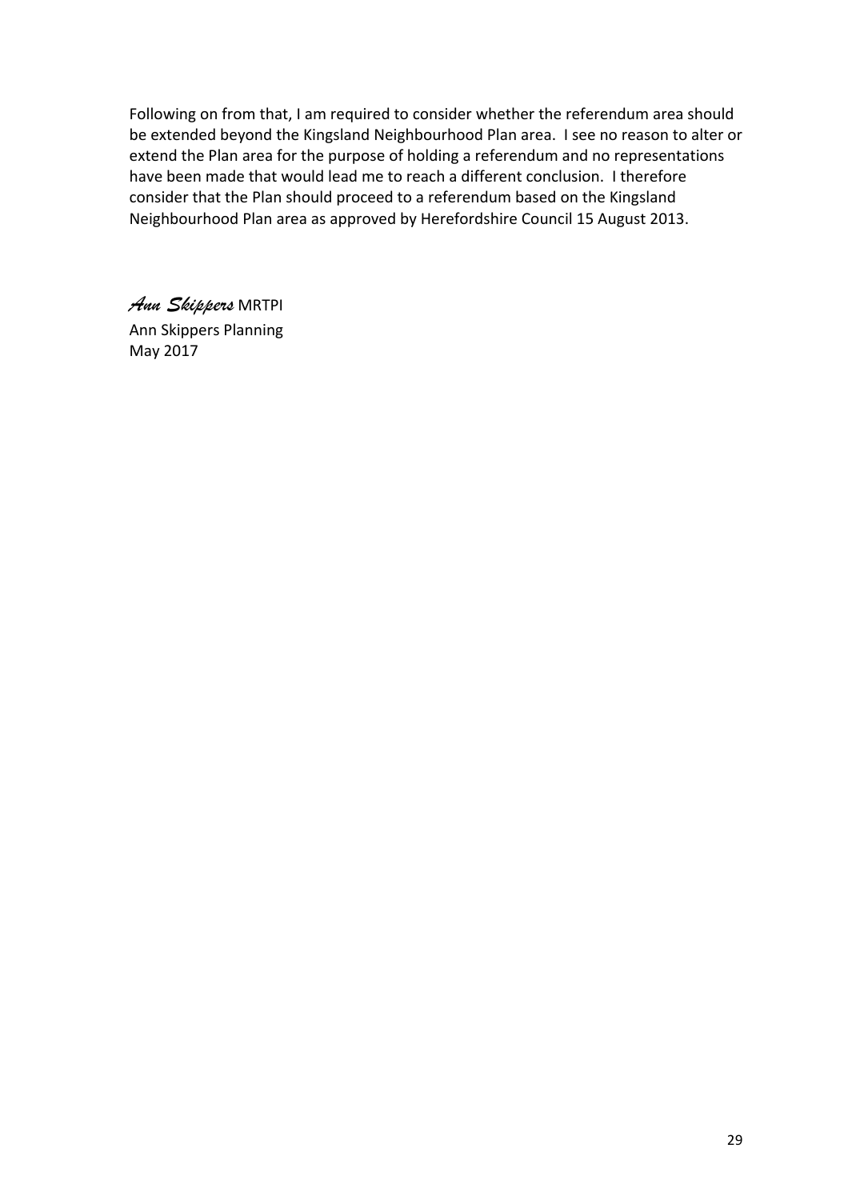Following on from that, I am required to consider whether the referendum area should be extended beyond the Kingsland Neighbourhood Plan area. I see no reason to alter or extend the Plan area for the purpose of holding a referendum and no representations have been made that would lead me to reach a different conclusion. I therefore consider that the Plan should proceed to a referendum based on the Kingsland Neighbourhood Plan area as approved by Herefordshire Council 15 August 2013.

*Ann Skippers* MRTPI

Ann Skippers Planning

May 2017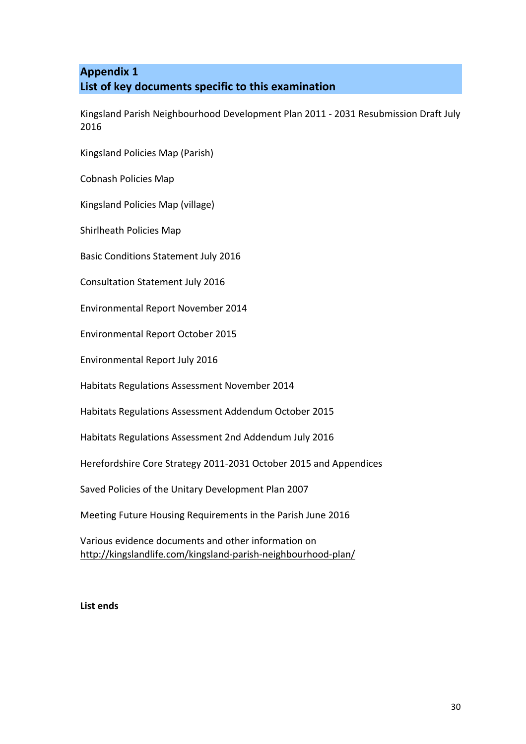## Appendix 1
## List of key documents specific to this examination

Kingsland Parish Neighbourhood Development Plan 2011 - 2031 Resubmission Draft July 2016

Kingsland Policies Map (Parish)

Cobnash Policies Map

Kingsland Policies Map (village)

Shirlheath Policies Map

Basic Conditions Statement July 2016

Consultation Statement July 2016

Environmental Report November 2014

Environmental Report October 2015

Environmental Report July 2016

Habitats Regulations Assessment November 2014

Habitats Regulations Assessment Addendum October 2015

Habitats Regulations Assessment 2nd Addendum July 2016

Herefordshire Core Strategy 2011-2031 October 2015 and Appendices

Saved Policies of the Unitary Development Plan 2007

Meeting Future Housing Requirements in the Parish June 2016

Various evidence documents and other information on http://kingslandlife.com/kingsland-parish-neighbourhood-plan/

**List ends**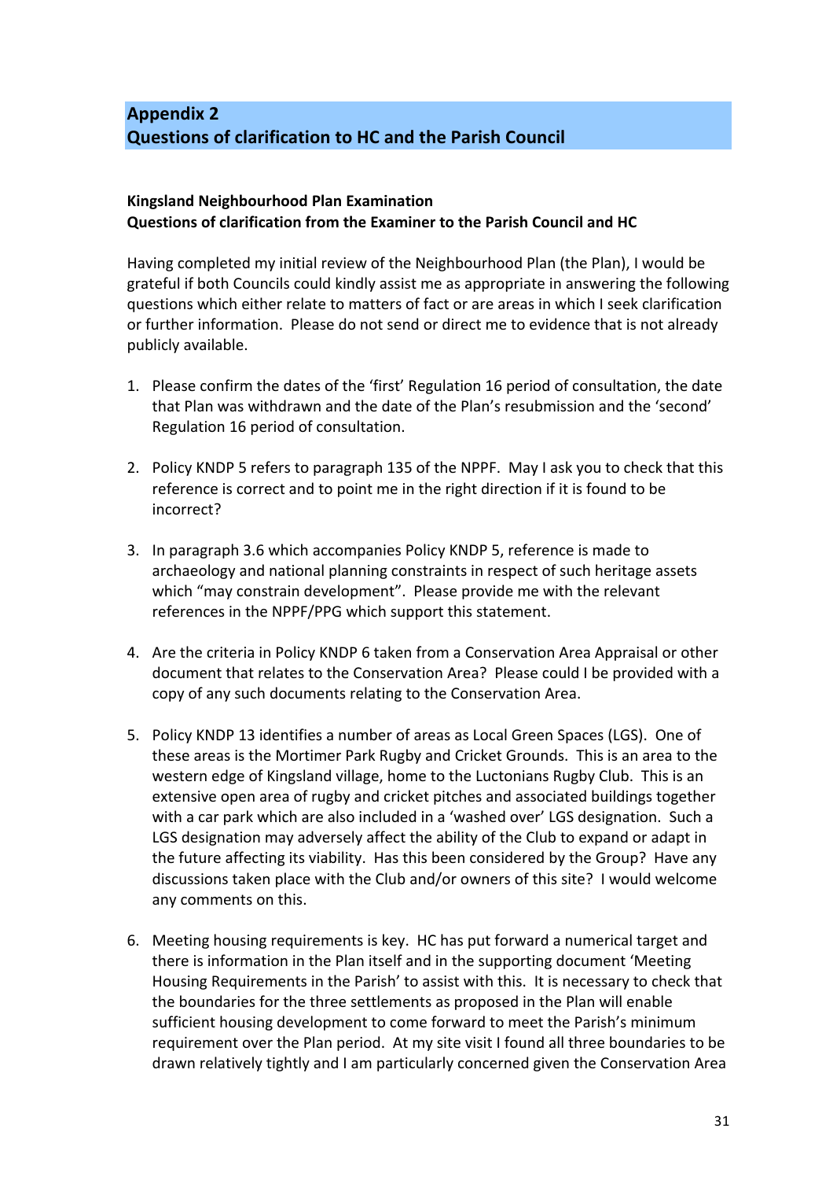## Appendix 2
## Questions of clarification to HC and the Parish Council

**Kingsland Neighbourhood Plan Examination**
**Questions of clarification from the Examiner to the Parish Council and HC**

Having completed my initial review of the Neighbourhood Plan (the Plan), I would be grateful if both Councils could kindly assist me as appropriate in answering the following questions which either relate to matters of fact or are areas in which I seek clarification or further information. Please do not send or direct me to evidence that is not already publicly available.

1. Please confirm the dates of the 'first' Regulation 16 period of consultation, the date that Plan was withdrawn and the date of the Plan's resubmission and the 'second' Regulation 16 period of consultation.

2. Policy KNDP 5 refers to paragraph 135 of the NPPF. May I ask you to check that this reference is correct and to point me in the right direction if it is found to be incorrect?

3. In paragraph 3.6 which accompanies Policy KNDP 5, reference is made to archaeology and national planning constraints in respect of such heritage assets which "may constrain development". Please provide me with the relevant references in the NPPF/PPG which support this statement.

4. Are the criteria in Policy KNDP 6 taken from a Conservation Area Appraisal or other document that relates to the Conservation Area? Please could I be provided with a copy of any such documents relating to the Conservation Area.

5. Policy KNDP 13 identifies a number of areas as Local Green Spaces (LGS). One of these areas is the Mortimer Park Rugby and Cricket Grounds. This is an area to the western edge of Kingsland village, home to the Luctonians Rugby Club. This is an extensive open area of rugby and cricket pitches and associated buildings together with a car park which are also included in a 'washed over' LGS designation. Such a LGS designation may adversely affect the ability of the Club to expand or adapt in the future affecting its viability. Has this been considered by the Group? Have any discussions taken place with the Club and/or owners of this site? I would welcome any comments on this.

6. Meeting housing requirements is key. HC has put forward a numerical target and there is information in the Plan itself and in the supporting document 'Meeting Housing Requirements in the Parish' to assist with this. It is necessary to check that the boundaries for the three settlements as proposed in the Plan will enable sufficient housing development to come forward to meet the Parish's minimum requirement over the Plan period. At my site visit I found all three boundaries to be drawn relatively tightly and I am particularly concerned given the Conservation Area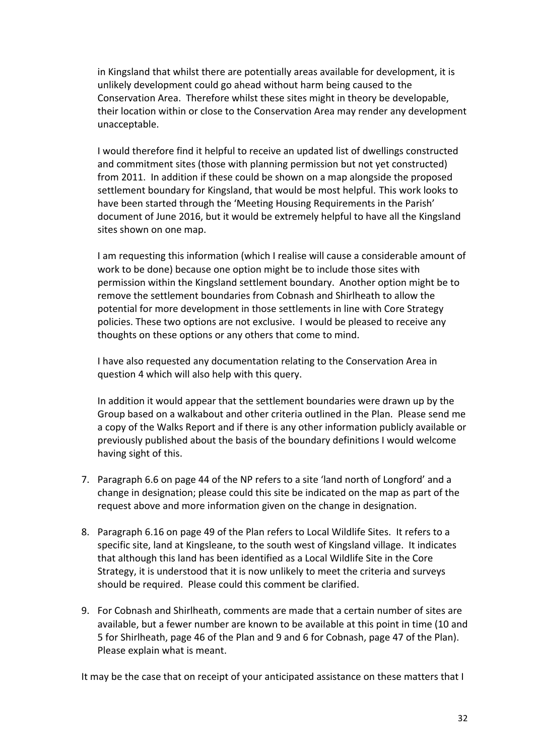in Kingsland that whilst there are potentially areas available for development, it is unlikely development could go ahead without harm being caused to the Conservation Area. Therefore whilst these sites might in theory be developable, their location within or close to the Conservation Area may render any development unacceptable.

I would therefore find it helpful to receive an updated list of dwellings constructed and commitment sites (those with planning permission but not yet constructed) from 2011. In addition if these could be shown on a map alongside the proposed settlement boundary for Kingsland, that would be most helpful. This work looks to have been started through the 'Meeting Housing Requirements in the Parish' document of June 2016, but it would be extremely helpful to have all the Kingsland sites shown on one map.

I am requesting this information (which I realise will cause a considerable amount of work to be done) because one option might be to include those sites with permission within the Kingsland settlement boundary. Another option might be to remove the settlement boundaries from Cobnash and Shirlheath to allow the potential for more development in those settlements in line with Core Strategy policies. These two options are not exclusive. I would be pleased to receive any thoughts on these options or any others that come to mind.

I have also requested any documentation relating to the Conservation Area in question 4 which will also help with this query.

In addition it would appear that the settlement boundaries were drawn up by the Group based on a walkabout and other criteria outlined in the Plan. Please send me a copy of the Walks Report and if there is any other information publicly available or previously published about the basis of the boundary definitions I would welcome having sight of this.

7. Paragraph 6.6 on page 44 of the NP refers to a site 'land north of Longford' and a change in designation; please could this site be indicated on the map as part of the request above and more information given on the change in designation.

8. Paragraph 6.16 on page 49 of the Plan refers to Local Wildlife Sites. It refers to a specific site, land at Kingsleane, to the south west of Kingsland village. It indicates that although this land has been identified as a Local Wildlife Site in the Core Strategy, it is understood that it is now unlikely to meet the criteria and surveys should be required. Please could this comment be clarified.

9. For Cobnash and Shirlheath, comments are made that a certain number of sites are available, but a fewer number are known to be available at this point in time (10 and 5 for Shirlheath, page 46 of the Plan and 9 and 6 for Cobnash, page 47 of the Plan). Please explain what is meant.

It may be the case that on receipt of your anticipated assistance on these matters that I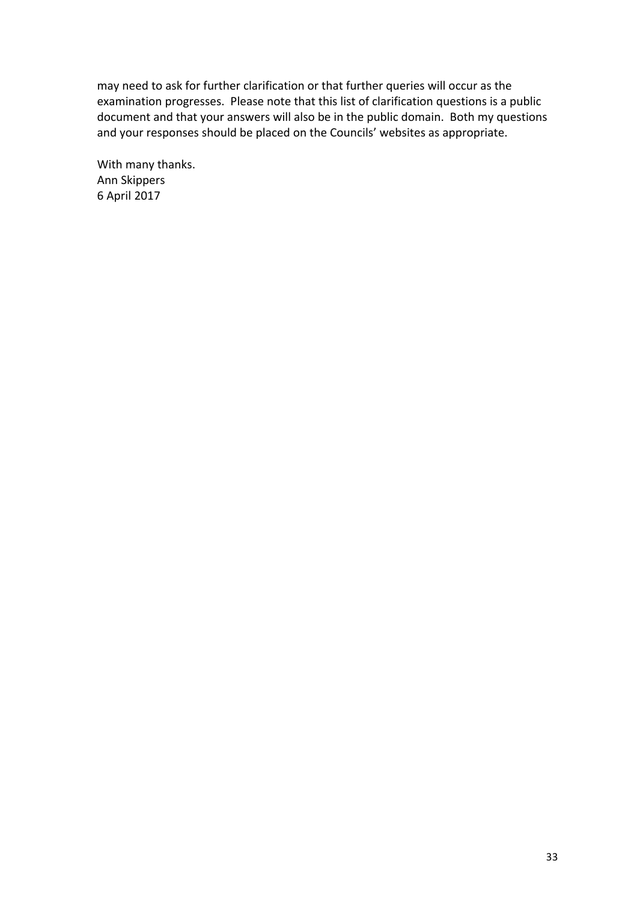may need to ask for further clarification or that further queries will occur as the examination progresses. Please note that this list of clarification questions is a public document and that your answers will also be in the public domain. Both my questions and your responses should be placed on the Councils' websites as appropriate.

With many thanks.
Ann Skippers
6 April 2017